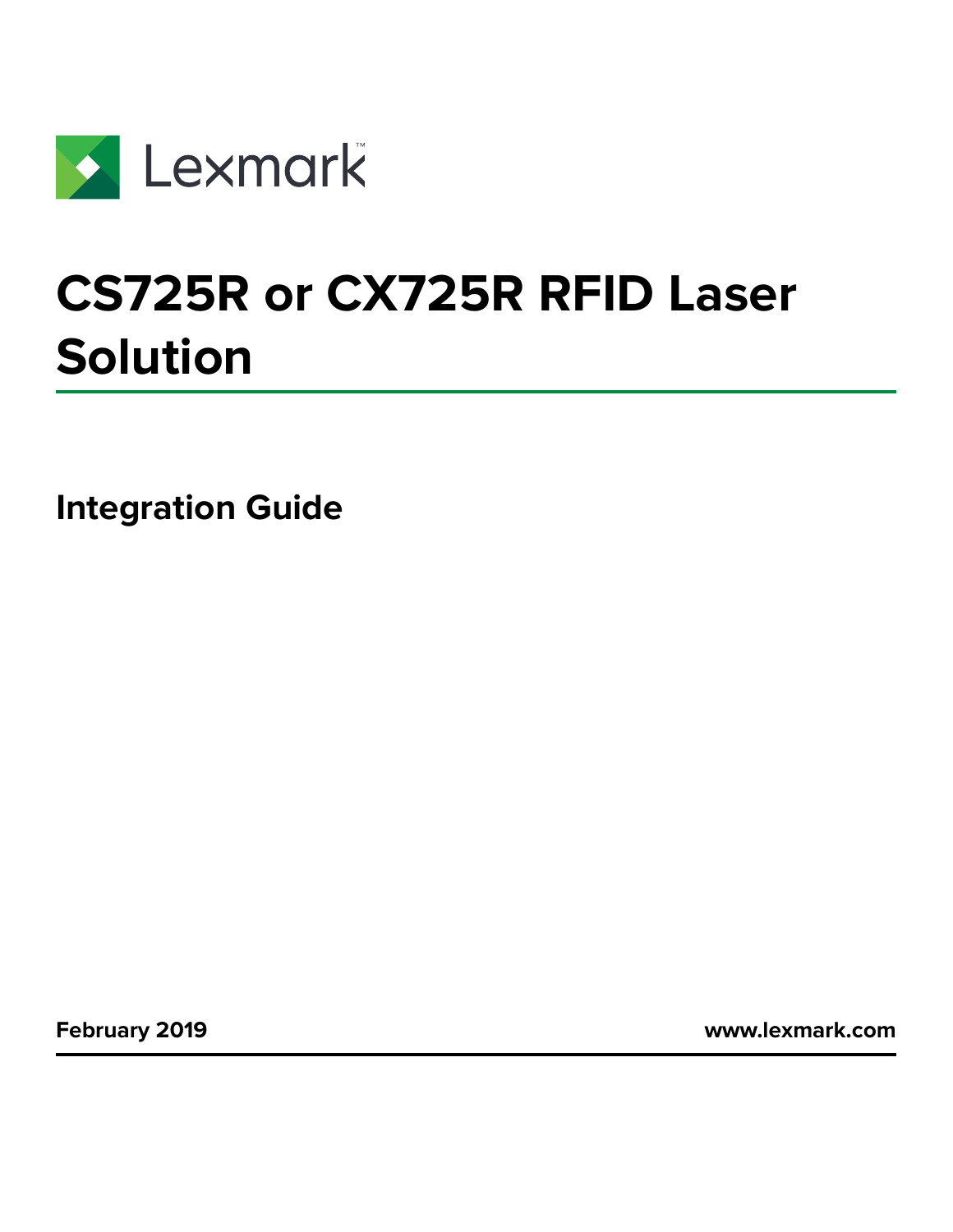Lexmark

# CS725R or CX725R RFID Laser Solution

## Integration Guide

February 2019

www.lexmark.com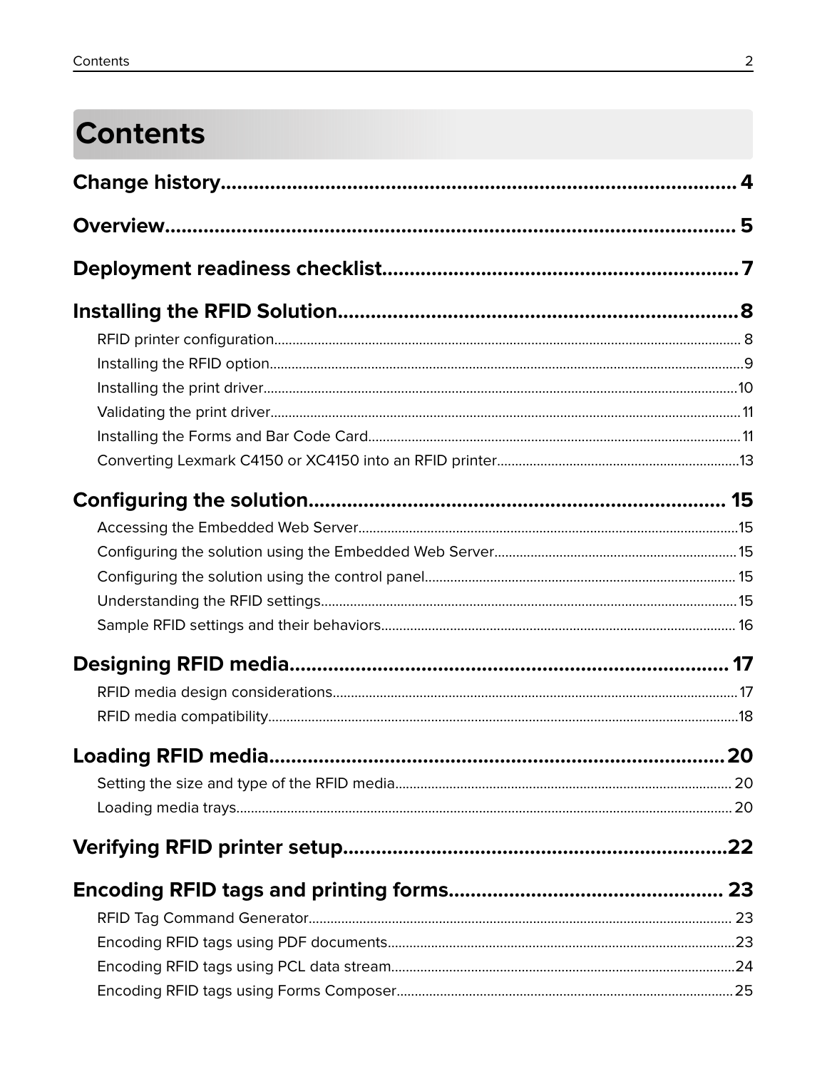# Contents

**Change history** ..... 4

**Overview** ..... 5

**Deployment readiness checklist** ..... 7

**Installing the RFID Solution** ..... 8

- RFID printer configuration ..... 8
- Installing the RFID option ..... 9
- Installing the print driver ..... 10
- Validating the print driver ..... 11
- Installing the Forms and Bar Code Card ..... 11
- Converting Lexmark C4150 or XC4150 into an RFID printer ..... 13

**Configuring the solution** ..... 15

- Accessing the Embedded Web Server ..... 15
- Configuring the solution using the Embedded Web Server ..... 15
- Configuring the solution using the control panel ..... 15
- Understanding the RFID settings ..... 15
- Sample RFID settings and their behaviors ..... 16

**Designing RFID media** ..... 17

- RFID media design considerations ..... 17
- RFID media compatibility ..... 18

**Loading RFID media** ..... 20

- Setting the size and type of the RFID media ..... 20
- Loading media trays ..... 20

**Verifying RFID printer setup** ..... 22

**Encoding RFID tags and printing forms** ..... 23

- RFID Tag Command Generator ..... 23
- Encoding RFID tags using PDF documents ..... 23
- Encoding RFID tags using PCL data stream ..... 24
- Encoding RFID tags using Forms Composer ..... 25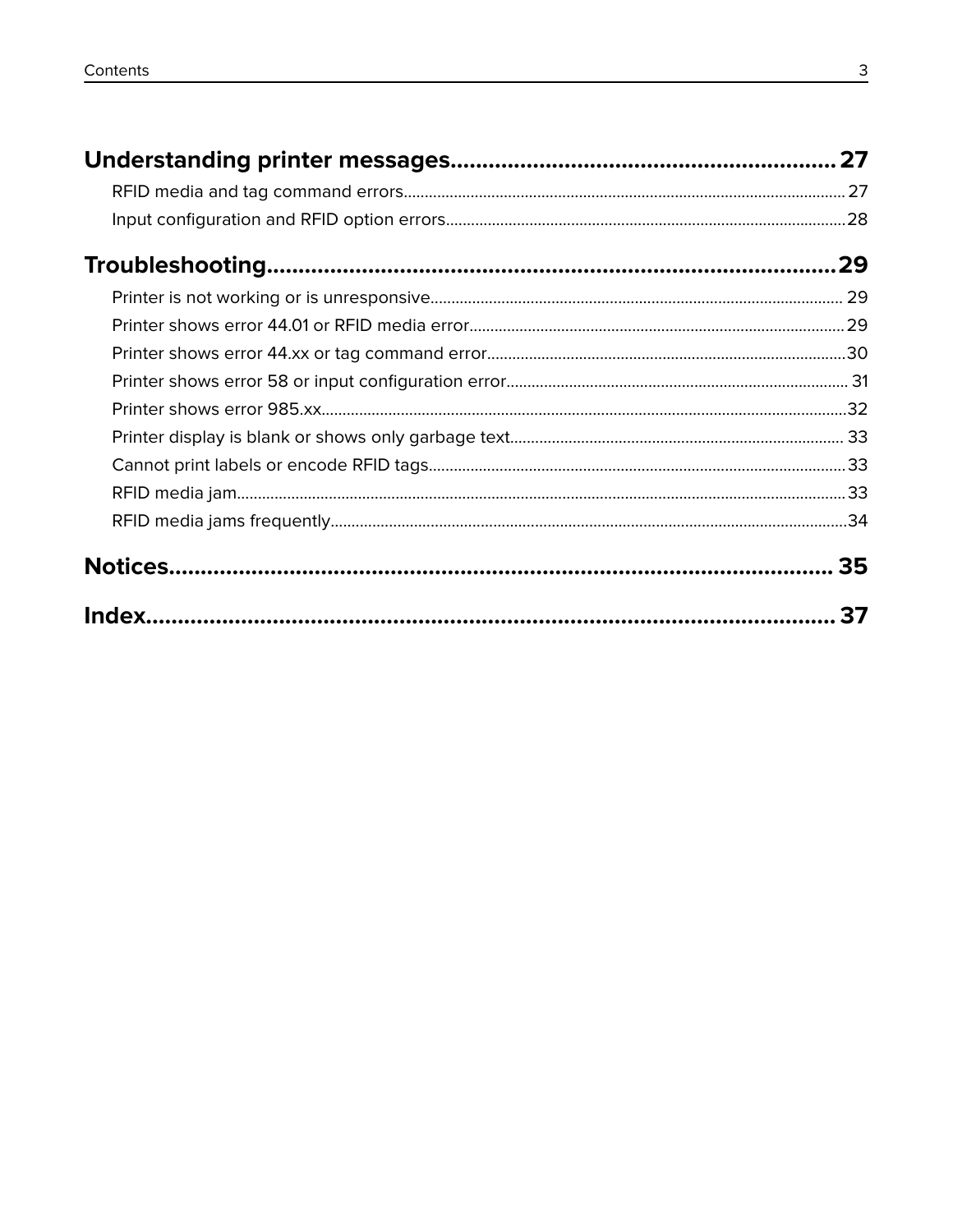**Understanding printer messages.............................................................27**

RFID media and tag command errors.............................................................27

Input configuration and RFID option errors.............................................................28

**Troubleshooting.............................................................29**

Printer is not working or is unresponsive.............................................................29

Printer shows error 44.01 or RFID media error.............................................................29

Printer shows error 44.xx or tag command error.............................................................30

Printer shows error 58 or input configuration error.............................................................31

Printer shows error 985.xx.............................................................32

Printer display is blank or shows only garbage text.............................................................33

Cannot print labels or encode RFID tags.............................................................33

RFID media jam.............................................................33

RFID media jams frequently.............................................................34

**Notices.............................................................35**

**Index.............................................................37**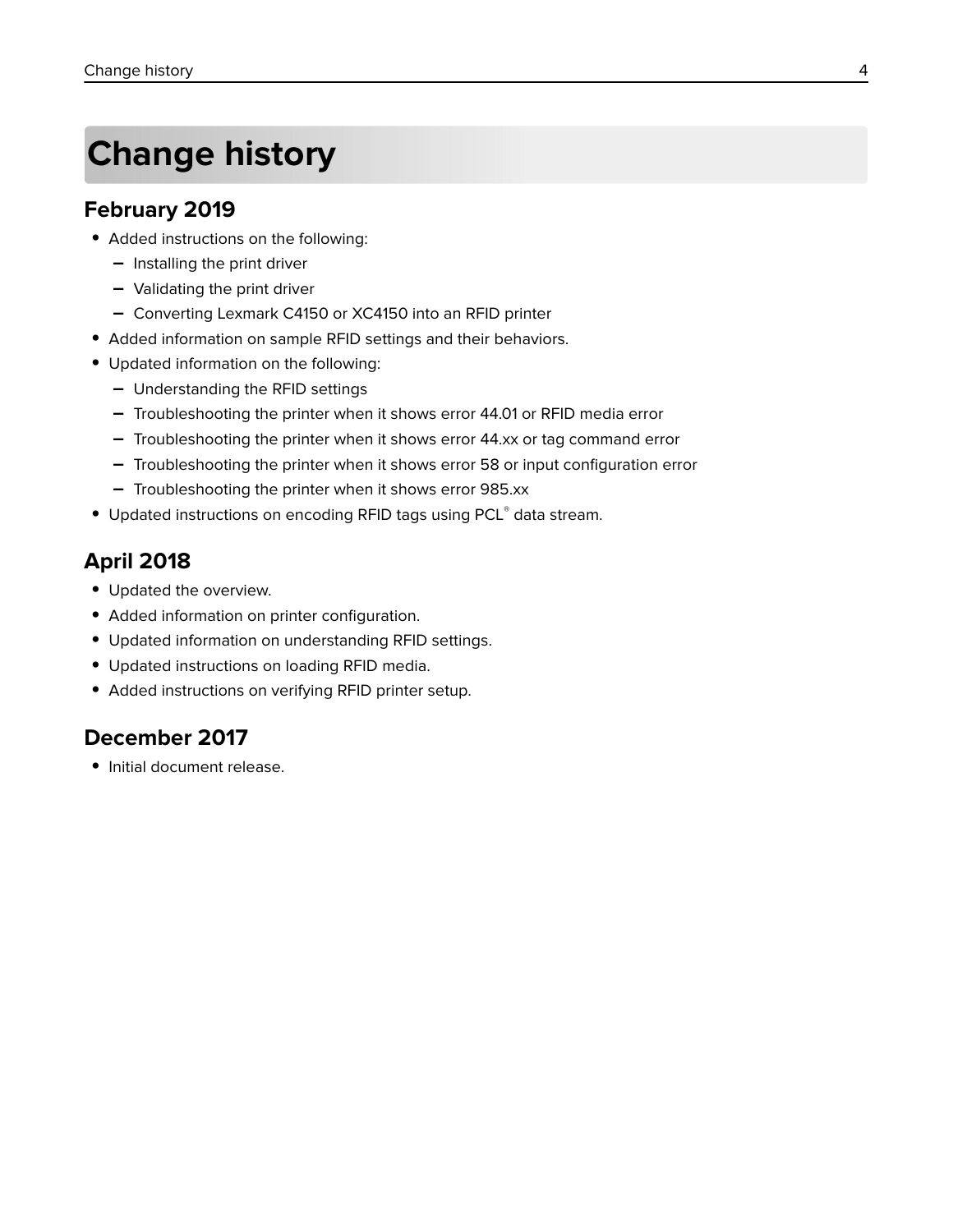# Change history

## February 2019

- Added instructions on the following:
  - Installing the print driver
  - Validating the print driver
  - Converting Lexmark C4150 or XC4150 into an RFID printer
- Added information on sample RFID settings and their behaviors.
- Updated information on the following:
  - Understanding the RFID settings
  - Troubleshooting the printer when it shows error 44.01 or RFID media error
  - Troubleshooting the printer when it shows error 44.xx or tag command error
  - Troubleshooting the printer when it shows error 58 or input configuration error
  - Troubleshooting the printer when it shows error 985.xx
- Updated instructions on encoding RFID tags using PCL® data stream.

## April 2018

- Updated the overview.
- Added information on printer configuration.
- Updated information on understanding RFID settings.
- Updated instructions on loading RFID media.
- Added instructions on verifying RFID printer setup.

## December 2017

- Initial document release.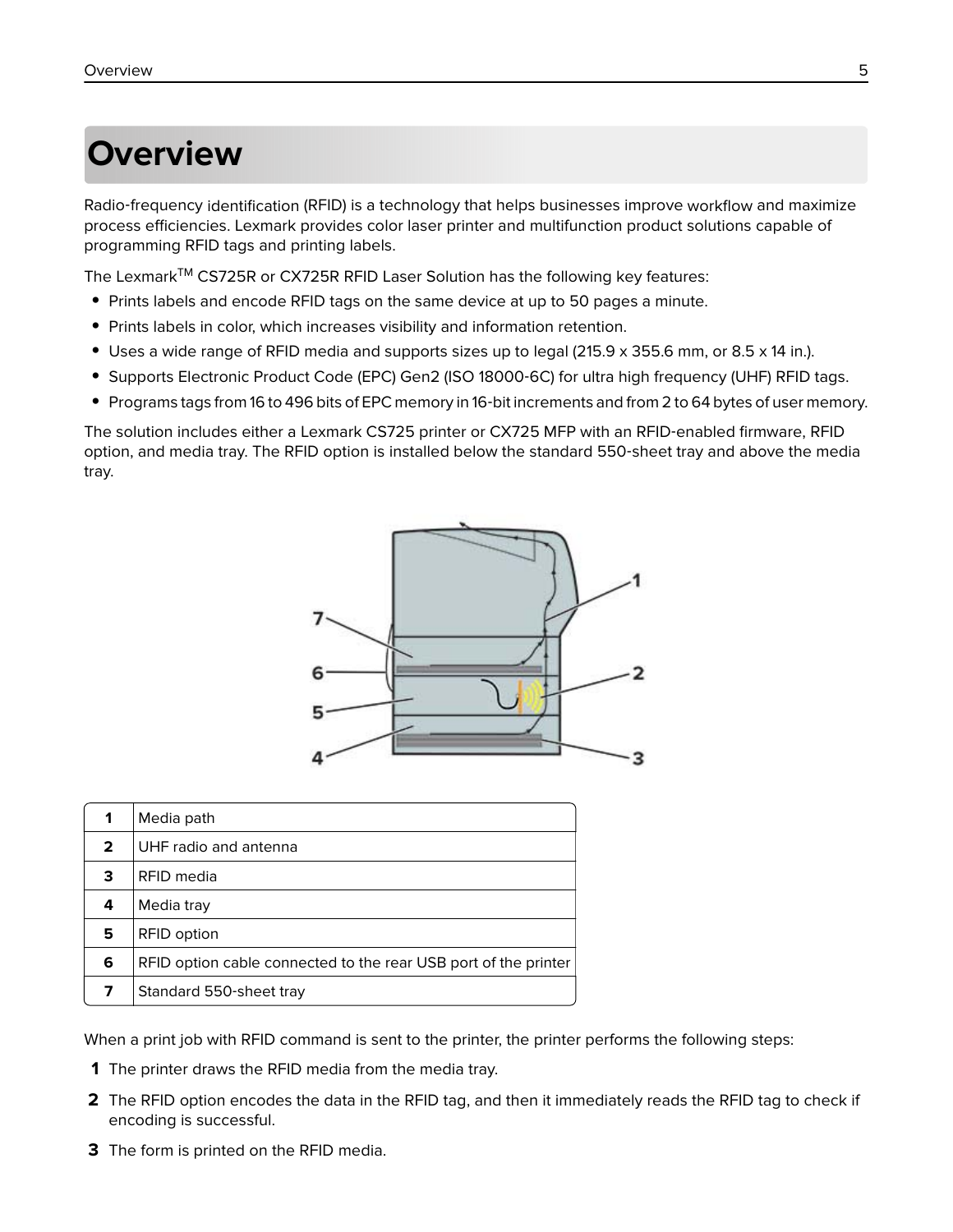# Overview

Radio-frequency identification (RFID) is a technology that helps businesses improve workflow and maximize process efficiencies. Lexmark provides color laser printer and multifunction product solutions capable of programming RFID tags and printing labels.

The Lexmark™ CS725R or CX725R RFID Laser Solution has the following key features:

- Prints labels and encode RFID tags on the same device at up to 50 pages a minute.
- Prints labels in color, which increases visibility and information retention.
- Uses a wide range of RFID media and supports sizes up to legal (215.9 x 355.6 mm, or 8.5 x 14 in.).
- Supports Electronic Product Code (EPC) Gen2 (ISO 18000-6C) for ultra high frequency (UHF) RFID tags.
- Programs tags from 16 to 496 bits of EPC memory in 16-bit increments and from 2 to 64 bytes of user memory.

The solution includes either a Lexmark CS725 printer or CX725 MFP with an RFID-enabled firmware, RFID option, and media tray. The RFID option is installed below the standard 550-sheet tray and above the media tray.

| | |
|---|---|
| **1** | Media path |
| **2** | UHF radio and antenna |
| **3** | RFID media |
| **4** | Media tray |
| **5** | RFID option |
| **6** | RFID option cable connected to the rear USB port of the printer |
| **7** | Standard 550-sheet tray |

When a print job with RFID command is sent to the printer, the printer performs the following steps:

1. The printer draws the RFID media from the media tray.
2. The RFID option encodes the data in the RFID tag, and then it immediately reads the RFID tag to check if encoding is successful.
3. The form is printed on the RFID media.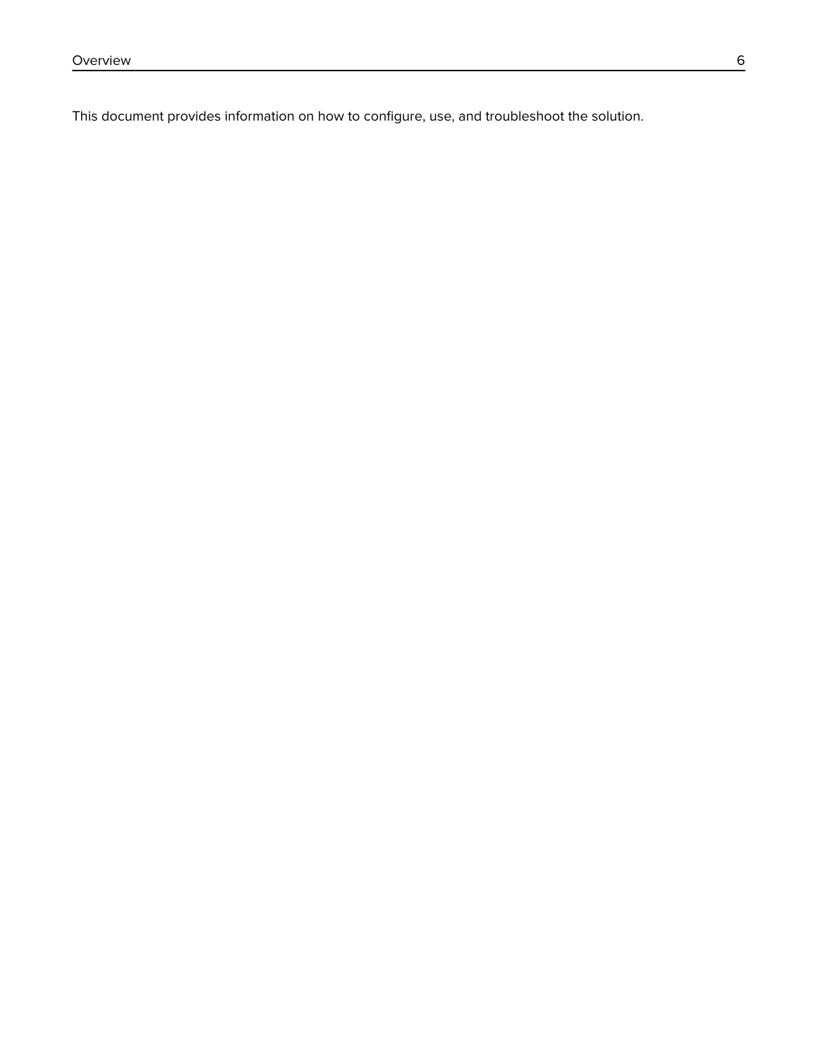This document provides information on how to configure, use, and troubleshoot the solution.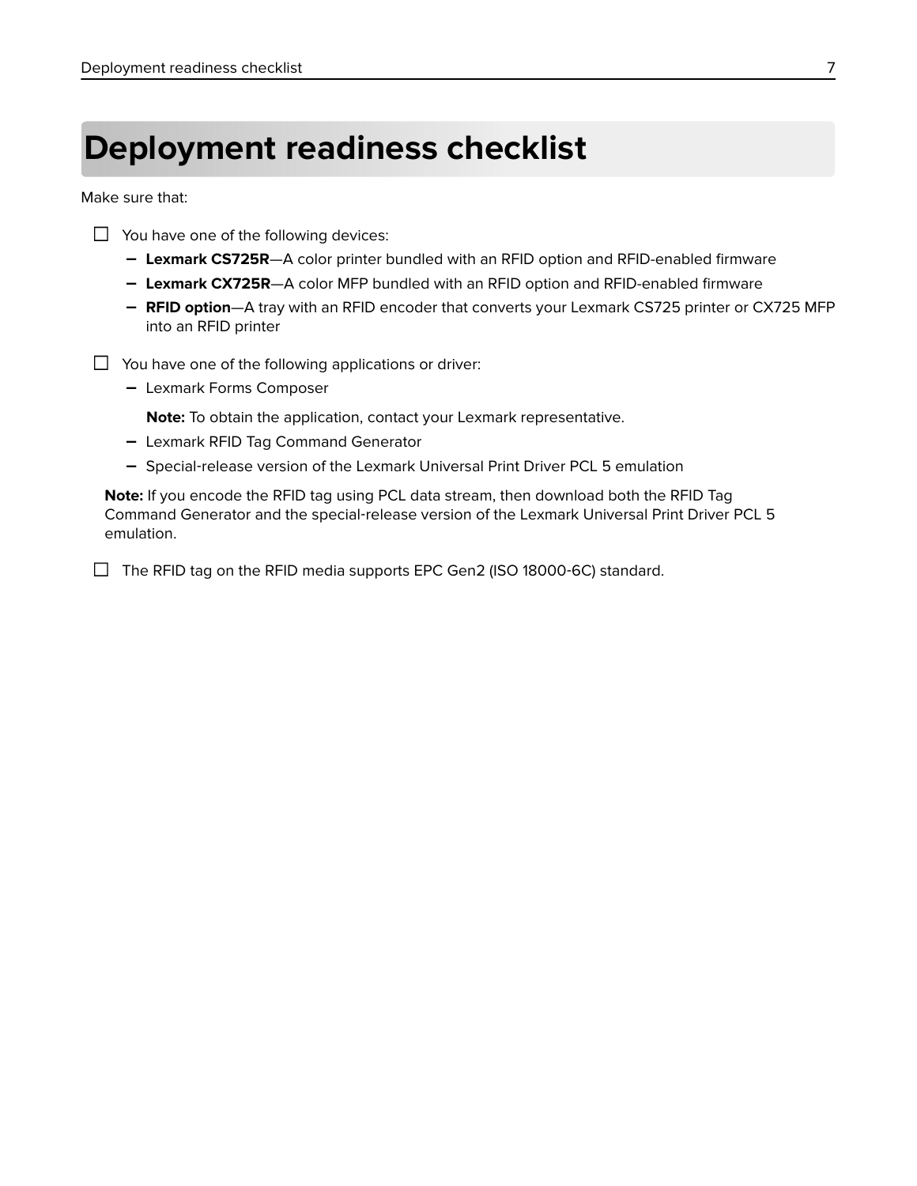# Deployment readiness checklist

Make sure that:

- [ ] You have one of the following devices:
    - **Lexmark CS725R**—A color printer bundled with an RFID option and RFID-enabled firmware
    - **Lexmark CX725R**—A color MFP bundled with an RFID option and RFID-enabled firmware
    - **RFID option**—A tray with an RFID encoder that converts your Lexmark CS725 printer or CX725 MFP into an RFID printer

- [ ] You have one of the following applications or driver:
    - Lexmark Forms Composer

      **Note:** To obtain the application, contact your Lexmark representative.
    - Lexmark RFID Tag Command Generator
    - Special-release version of the Lexmark Universal Print Driver PCL 5 emulation

  **Note:** If you encode the RFID tag using PCL data stream, then download both the RFID Tag Command Generator and the special-release version of the Lexmark Universal Print Driver PCL 5 emulation.

- [ ] The RFID tag on the RFID media supports EPC Gen2 (ISO 18000-6C) standard.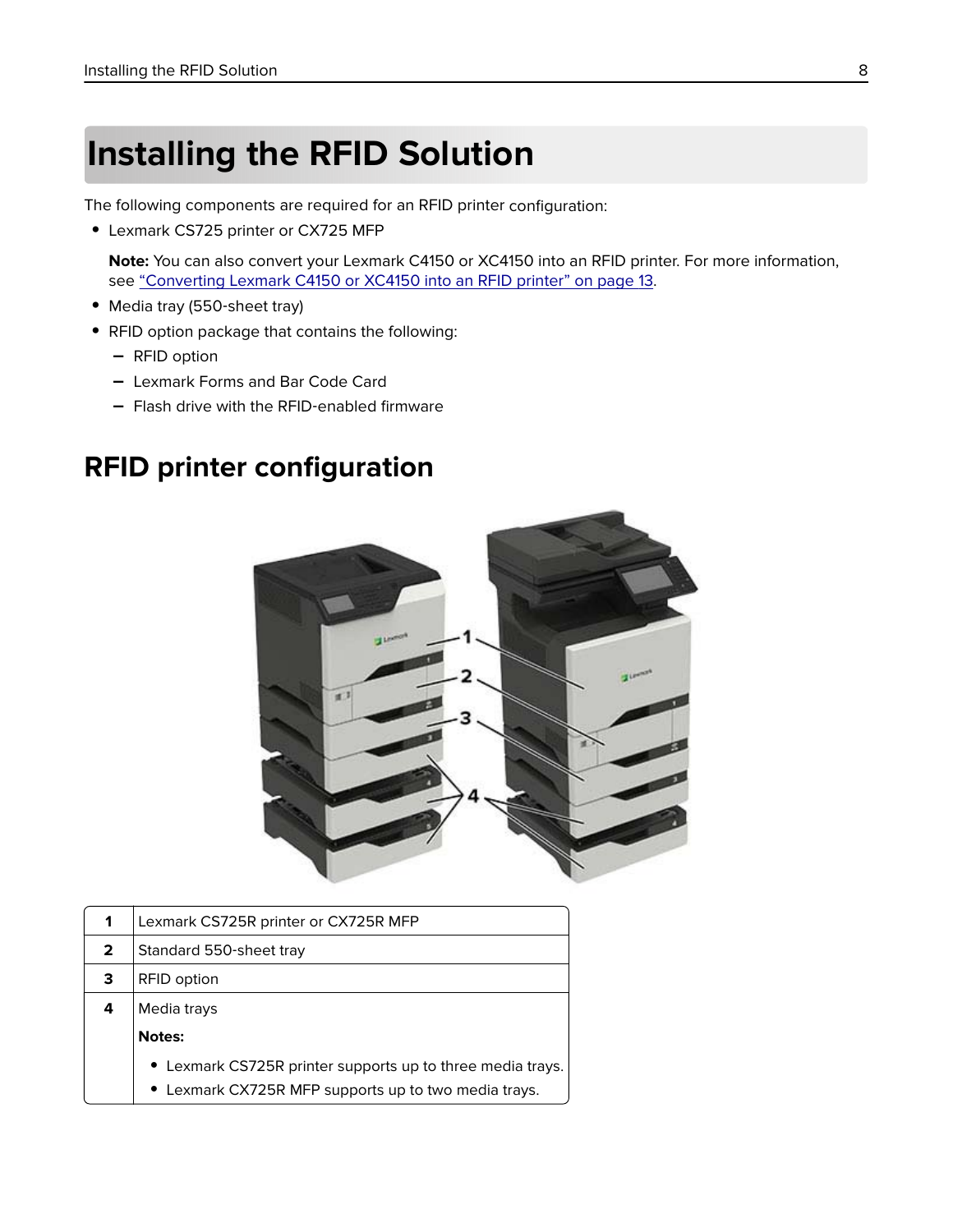# Installing the RFID Solution

The following components are required for an RFID printer configuration:

- Lexmark CS725 printer or CX725 MFP

  **Note:** You can also convert your Lexmark C4150 or XC4150 into an RFID printer. For more information, see "Converting Lexmark C4150 or XC4150 into an RFID printer" on page 13.

- Media tray (550-sheet tray)
- RFID option package that contains the following:
  - RFID option
  - Lexmark Forms and Bar Code Card
  - Flash drive with the RFID-enabled firmware

## RFID printer configuration

| | |
|---|---|
| 1 | Lexmark CS725R printer or CX725R MFP |
| 2 | Standard 550-sheet tray |
| 3 | RFID option |
| 4 | Media trays<br>**Notes:**<br>• Lexmark CS725R printer supports up to three media trays.<br>• Lexmark CX725R MFP supports up to two media trays. |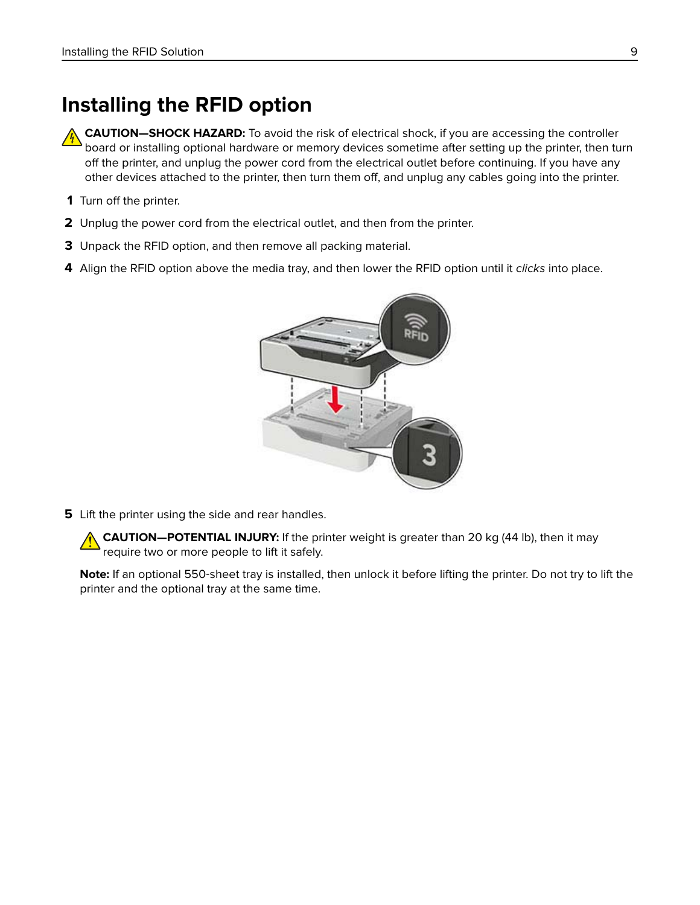# Installing the RFID option

**CAUTION—SHOCK HAZARD:** To avoid the risk of electrical shock, if you are accessing the controller board or installing optional hardware or memory devices sometime after setting up the printer, then turn off the printer, and unplug the power cord from the electrical outlet before continuing. If you have any other devices attached to the printer, then turn them off, and unplug any cables going into the printer.

1. Turn off the printer.
2. Unplug the power cord from the electrical outlet, and then from the printer.
3. Unpack the RFID option, and then remove all packing material.
4. Align the RFID option above the media tray, and then lower the RFID option until it *clicks* into place.
5. Lift the printer using the side and rear handles.

   **CAUTION—POTENTIAL INJURY:** If the printer weight is greater than 20 kg (44 lb), then it may require two or more people to lift it safely.

   **Note:** If an optional 550-sheet tray is installed, then unlock it before lifting the printer. Do not try to lift the printer and the optional tray at the same time.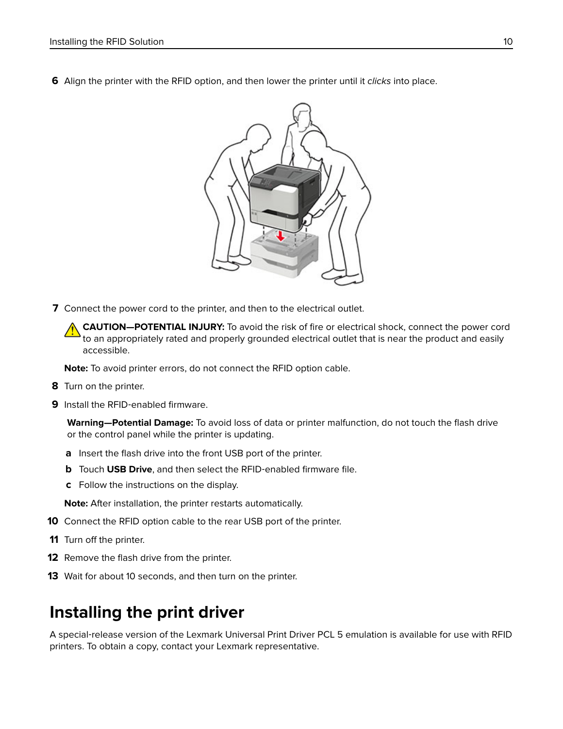6. Align the printer with the RFID option, and then lower the printer until it *clicks* into place.

7. Connect the power cord to the printer, and then to the electrical outlet.

   **CAUTION—POTENTIAL INJURY:** To avoid the risk of fire or electrical shock, connect the power cord to an appropriately rated and properly grounded electrical outlet that is near the product and easily accessible.

   **Note:** To avoid printer errors, do not connect the RFID option cable.

8. Turn on the printer.

9. Install the RFID-enabled firmware.

   **Warning—Potential Damage:** To avoid loss of data or printer malfunction, do not touch the flash drive or the control panel while the printer is updating.

   a. Insert the flash drive into the front USB port of the printer.

   b. Touch **USB Drive**, and then select the RFID-enabled firmware file.

   c. Follow the instructions on the display.

   **Note:** After installation, the printer restarts automatically.

10. Connect the RFID option cable to the rear USB port of the printer.

11. Turn off the printer.

12. Remove the flash drive from the printer.

13. Wait for about 10 seconds, and then turn on the printer.

# Installing the print driver

A special-release version of the Lexmark Universal Print Driver PCL 5 emulation is available for use with RFID printers. To obtain a copy, contact your Lexmark representative.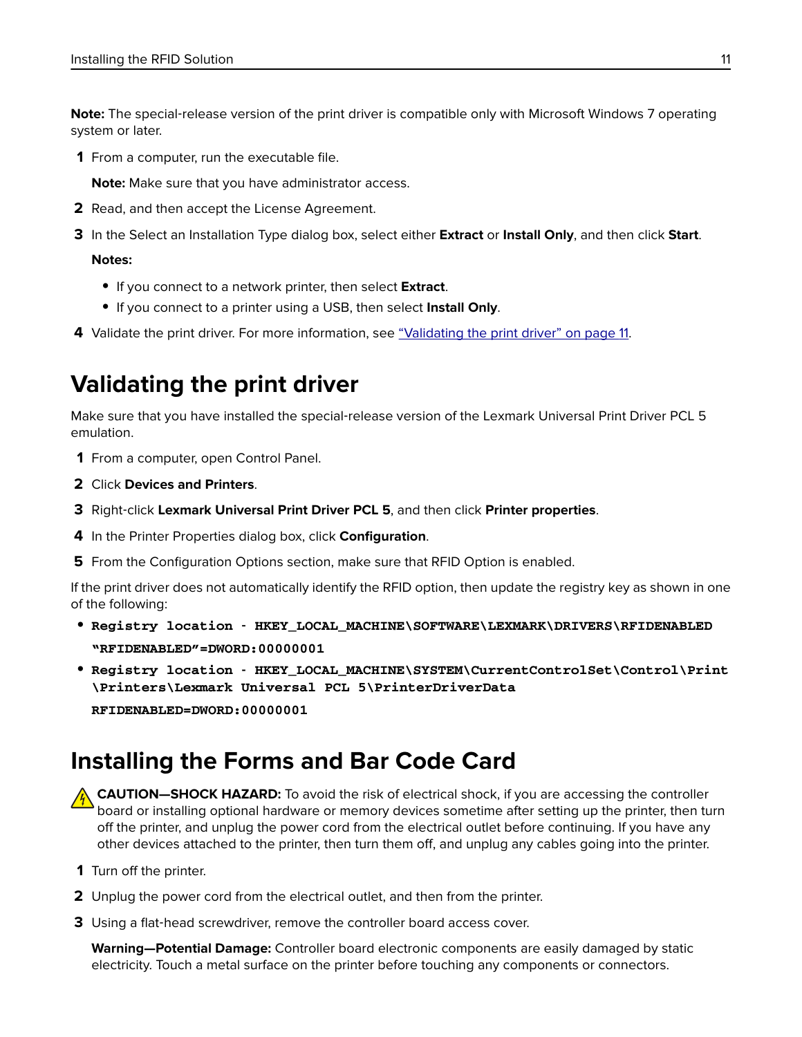**Note:** The special-release version of the print driver is compatible only with Microsoft Windows 7 operating system or later.

1. From a computer, run the executable file.

   **Note:** Make sure that you have administrator access.

2. Read, and then accept the License Agreement.
3. In the Select an Installation Type dialog box, select either **Extract** or **Install Only**, and then click **Start**.

   **Notes:**

   - If you connect to a network printer, then select **Extract**.
   - If you connect to a printer using a USB, then select **Install Only**.

4. Validate the print driver. For more information, see "Validating the print driver" on page 11.

## Validating the print driver

Make sure that you have installed the special-release version of the Lexmark Universal Print Driver PCL 5 emulation.

1. From a computer, open Control Panel.
2. Click **Devices and Printers**.
3. Right-click **Lexmark Universal Print Driver PCL 5**, and then click **Printer properties**.
4. In the Printer Properties dialog box, click **Configuration**.
5. From the Configuration Options section, make sure that RFID Option is enabled.

If the print driver does not automatically identify the RFID option, then update the registry key as shown in one of the following:

- **Registry location - HKEY_LOCAL_MACHINE\SOFTWARE\LEXMARK\DRIVERS\RFIDENABLED**

  **"RFIDENABLED"=DWORD:00000001**

- **Registry location - HKEY_LOCAL_MACHINE\SYSTEM\CurrentControlSet\Control\Print\Printers\Lexmark Universal PCL 5\PrinterDriverData**

  **RFIDENABLED=DWORD:00000001**

## Installing the Forms and Bar Code Card

**CAUTION—SHOCK HAZARD:** To avoid the risk of electrical shock, if you are accessing the controller board or installing optional hardware or memory devices sometime after setting up the printer, then turn off the printer, and unplug the power cord from the electrical outlet before continuing. If you have any other devices attached to the printer, then turn them off, and unplug any cables going into the printer.

1. Turn off the printer.
2. Unplug the power cord from the electrical outlet, and then from the printer.
3. Using a flat-head screwdriver, remove the controller board access cover.

   **Warning—Potential Damage:** Controller board electronic components are easily damaged by static electricity. Touch a metal surface on the printer before touching any components or connectors.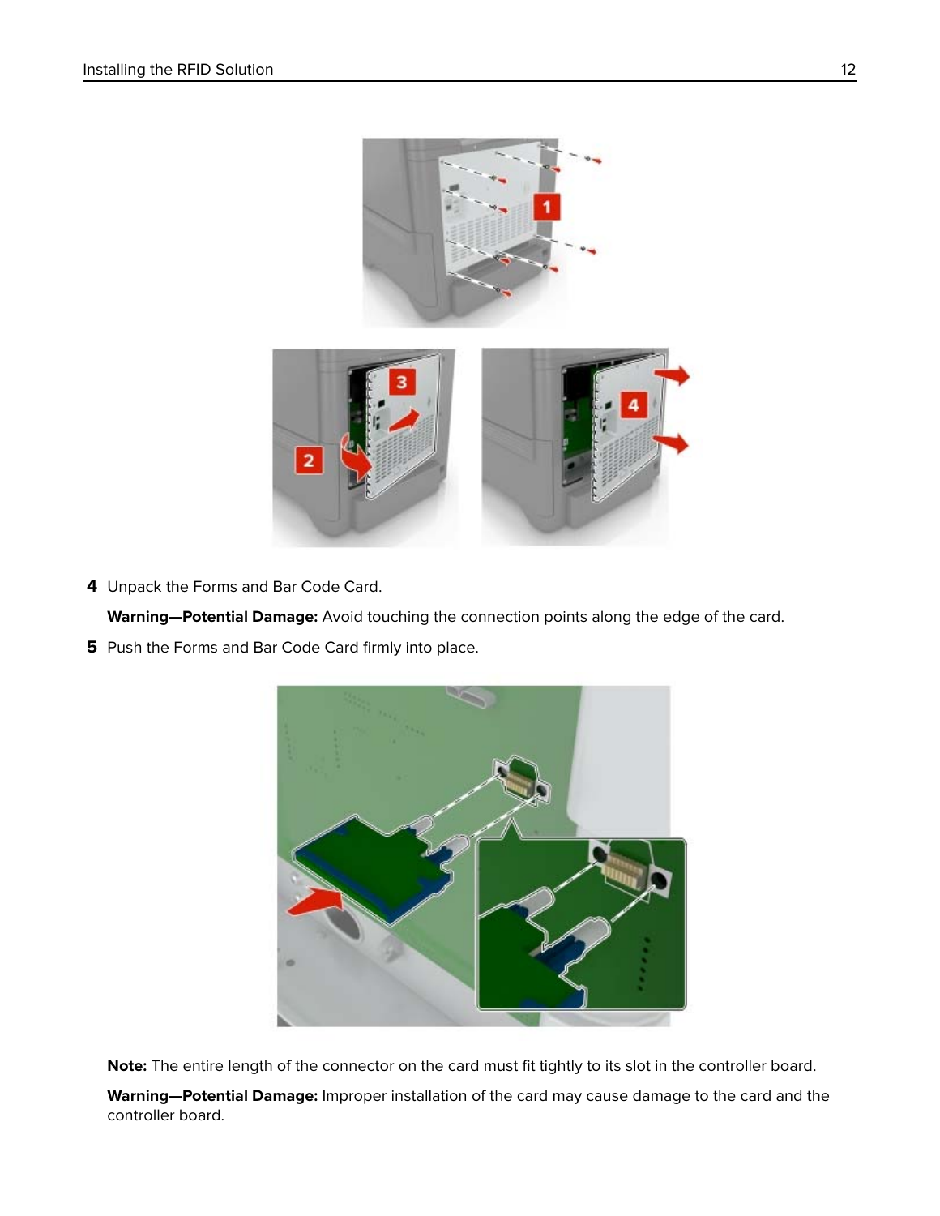4. Unpack the Forms and Bar Code Card.

   **Warning—Potential Damage:** Avoid touching the connection points along the edge of the card.

5. Push the Forms and Bar Code Card firmly into place.

   **Note:** The entire length of the connector on the card must fit tightly to its slot in the controller board.

   **Warning—Potential Damage:** Improper installation of the card may cause damage to the card and the controller board.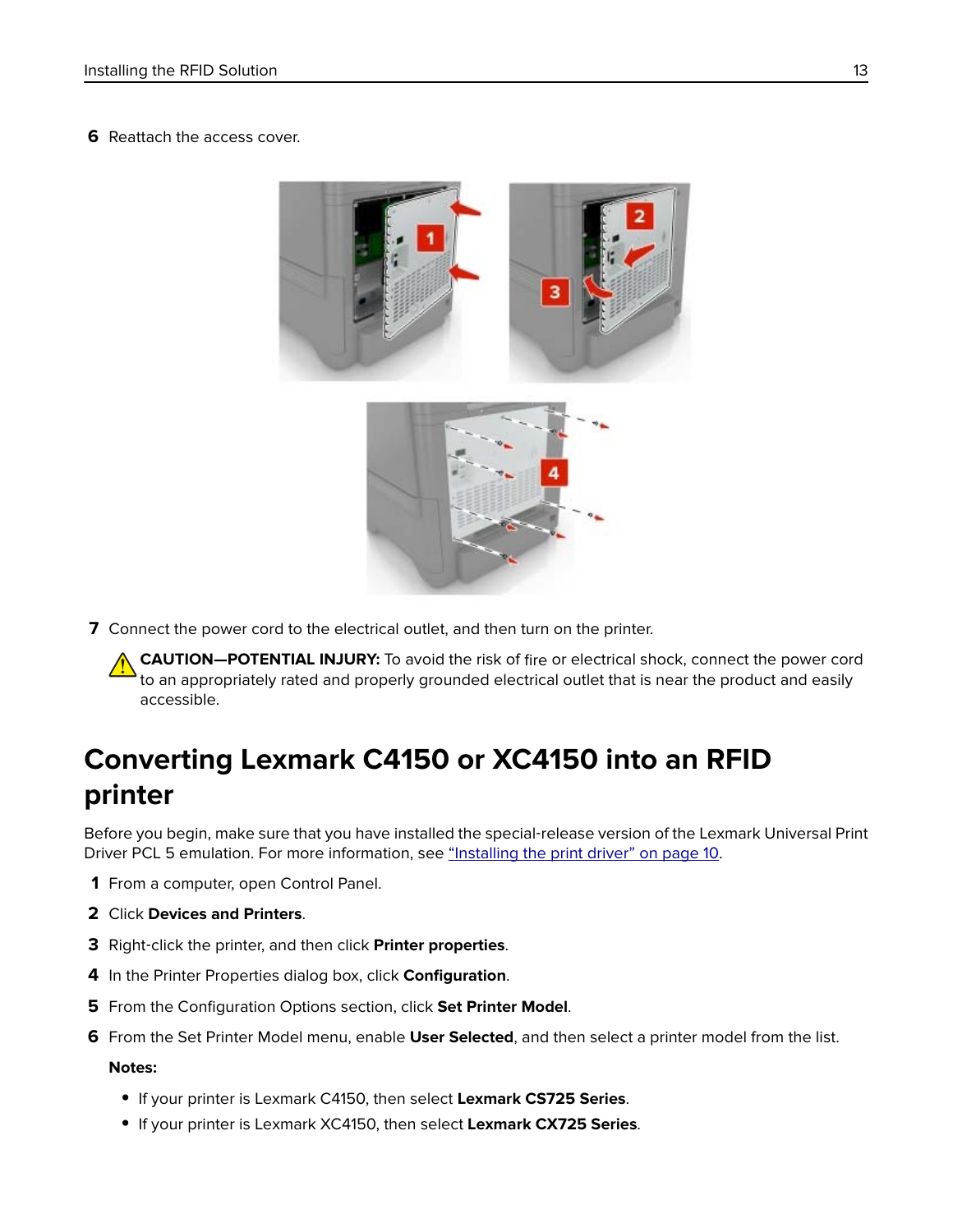6. Reattach the access cover.

7. Connect the power cord to the electrical outlet, and then turn on the printer.

   **CAUTION—POTENTIAL INJURY:** To avoid the risk of fire or electrical shock, connect the power cord to an appropriately rated and properly grounded electrical outlet that is near the product and easily accessible.

## Converting Lexmark C4150 or XC4150 into an RFID printer

Before you begin, make sure that you have installed the special-release version of the Lexmark Universal Print Driver PCL 5 emulation. For more information, see "Installing the print driver" on page 10.

1. From a computer, open Control Panel.
2. Click **Devices and Printers**.
3. Right-click the printer, and then click **Printer properties**.
4. In the Printer Properties dialog box, click **Configuration**.
5. From the Configuration Options section, click **Set Printer Model**.
6. From the Set Printer Model menu, enable **User Selected**, and then select a printer model from the list.

   **Notes:**

   - If your printer is Lexmark C4150, then select **Lexmark CS725 Series**.
   - If your printer is Lexmark XC4150, then select **Lexmark CX725 Series**.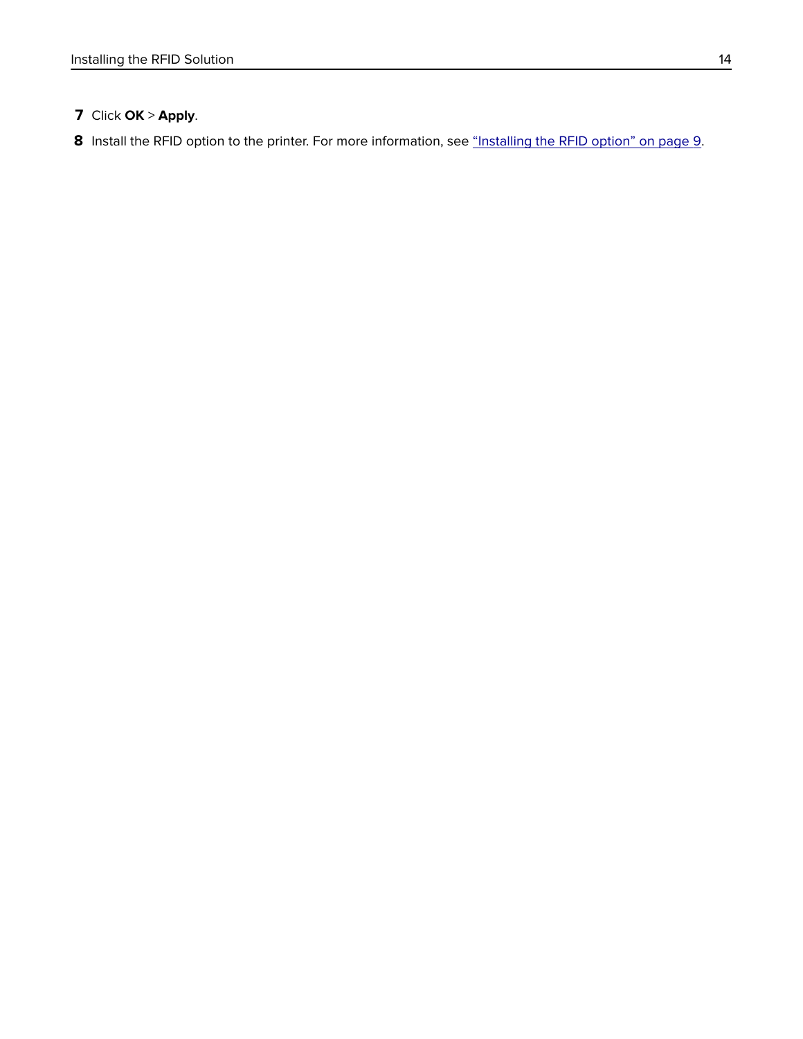7. Click **OK** > **Apply**.
8. Install the RFID option to the printer. For more information, see "Installing the RFID option" on page 9.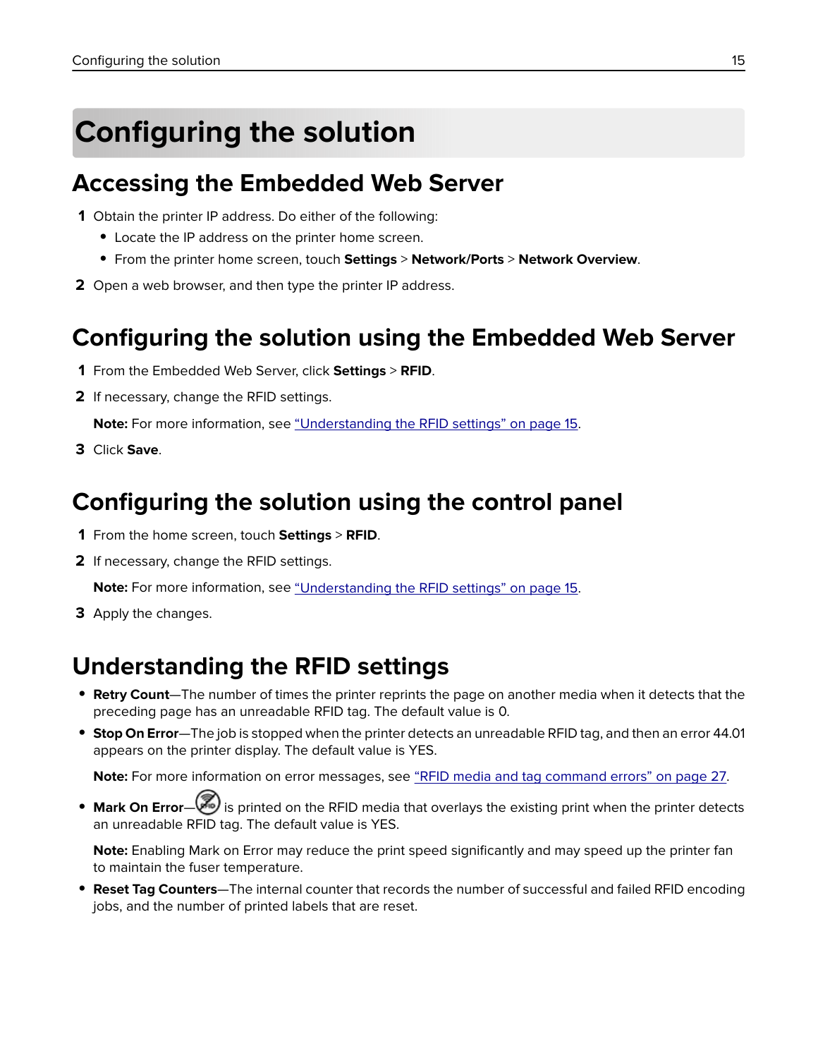# Configuring the solution

## Accessing the Embedded Web Server

1. Obtain the printer IP address. Do either of the following:
   - Locate the IP address on the printer home screen.
   - From the printer home screen, touch **Settings** > **Network/Ports** > **Network Overview**.
2. Open a web browser, and then type the printer IP address.

## Configuring the solution using the Embedded Web Server

1. From the Embedded Web Server, click **Settings** > **RFID**.
2. If necessary, change the RFID settings.

   **Note:** For more information, see "Understanding the RFID settings" on page 15.
3. Click **Save**.

## Configuring the solution using the control panel

1. From the home screen, touch **Settings** > **RFID**.
2. If necessary, change the RFID settings.

   **Note:** For more information, see "Understanding the RFID settings" on page 15.
3. Apply the changes.

## Understanding the RFID settings

- **Retry Count**—The number of times the printer reprints the page on another media when it detects that the preceding page has an unreadable RFID tag. The default value is 0.
- **Stop On Error**—The job is stopped when the printer detects an unreadable RFID tag, and then an error 44.01 appears on the printer display. The default value is YES.

  **Note:** For more information on error messages, see "RFID media and tag command errors" on page 27.
- **Mark On Error**— is printed on the RFID media that overlays the existing print when the printer detects an unreadable RFID tag. The default value is YES.

  **Note:** Enabling Mark on Error may reduce the print speed significantly and may speed up the printer fan to maintain the fuser temperature.
- **Reset Tag Counters**—The internal counter that records the number of successful and failed RFID encoding jobs, and the number of printed labels that are reset.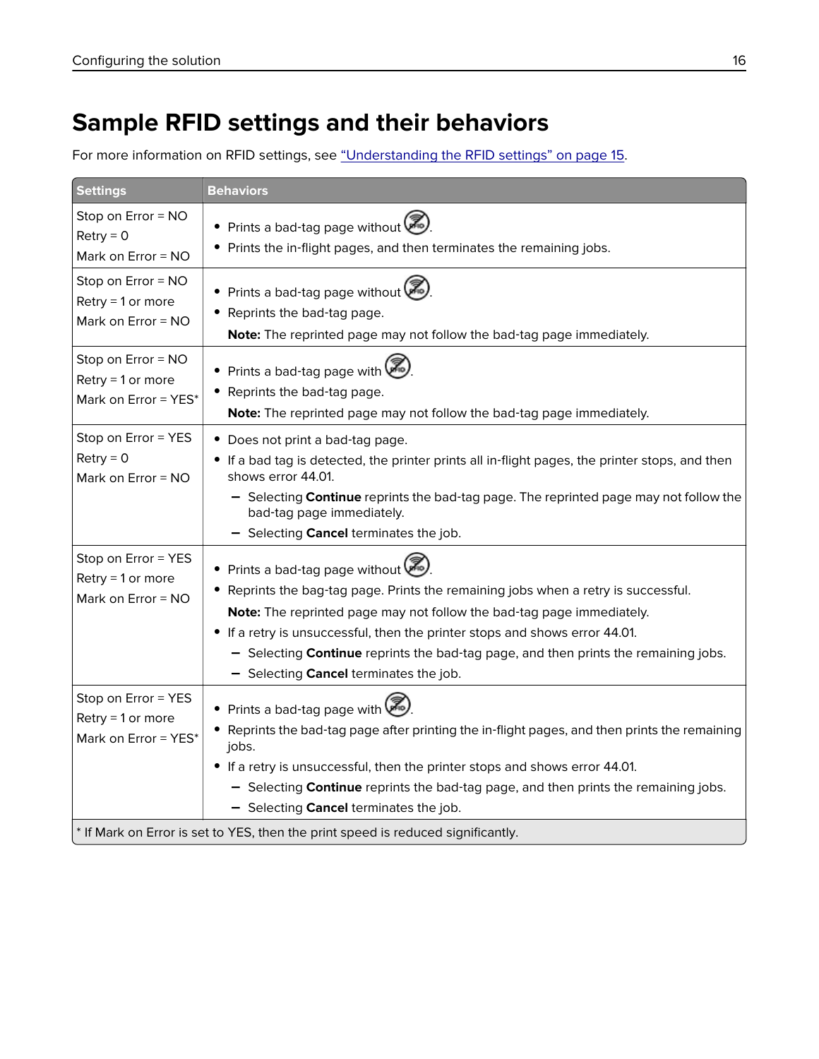# Sample RFID settings and their behaviors

For more information on RFID settings, see "Understanding the RFID settings" on page 15.

| Settings | Behaviors |
| --- | --- |
| Stop on Error = NO<br>Retry = 0<br>Mark on Error = NO | • Prints a bad-tag page without .<br>• Prints the in-flight pages, and then terminates the remaining jobs. |
| Stop on Error = NO<br>Retry = 1 or more<br>Mark on Error = NO | • Prints a bad-tag page without .<br>• Reprints the bad-tag page.<br>**Note:** The reprinted page may not follow the bad-tag page immediately. |
| Stop on Error = NO<br>Retry = 1 or more<br>Mark on Error = YES* | • Prints a bad-tag page with .<br>• Reprints the bad-tag page.<br>**Note:** The reprinted page may not follow the bad-tag page immediately. |
| Stop on Error = YES<br>Retry = 0<br>Mark on Error = NO | • Does not print a bad-tag page.<br>• If a bad tag is detected, the printer prints all in-flight pages, the printer stops, and then shows error 44.01.<br>– Selecting **Continue** reprints the bad-tag page. The reprinted page may not follow the bad-tag page immediately.<br>– Selecting **Cancel** terminates the job. |
| Stop on Error = YES<br>Retry = 1 or more<br>Mark on Error = NO | • Prints a bad-tag page without .<br>• Reprints the bag-tag page. Prints the remaining jobs when a retry is successful.<br>**Note:** The reprinted page may not follow the bad-tag page immediately.<br>• If a retry is unsuccessful, then the printer stops and shows error 44.01.<br>– Selecting **Continue** reprints the bad-tag page, and then prints the remaining jobs.<br>– Selecting **Cancel** terminates the job. |
| Stop on Error = YES<br>Retry = 1 or more<br>Mark on Error = YES* | • Prints a bad-tag page with .<br>• Reprints the bad-tag page after printing the in-flight pages, and then prints the remaining jobs.<br>• If a retry is unsuccessful, then the printer stops and shows error 44.01.<br>– Selecting **Continue** reprints the bad-tag page, and then prints the remaining jobs.<br>– Selecting **Cancel** terminates the job. |

* If Mark on Error is set to YES, then the print speed is reduced significantly.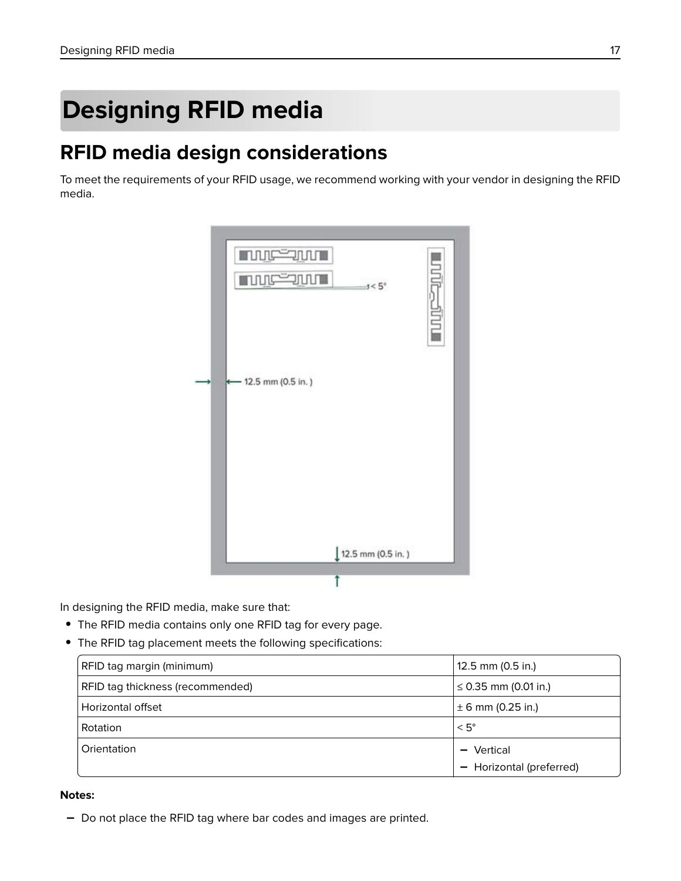# Designing RFID media

## RFID media design considerations

To meet the requirements of your RFID usage, we recommend working with your vendor in designing the RFID media.

In designing the RFID media, make sure that:

- The RFID media contains only one RFID tag for every page.
- The RFID tag placement meets the following specifications:

| RFID tag margin (minimum) | 12.5 mm (0.5 in.) |
| --- | --- |
| RFID tag thickness (recommended) | ≤ 0.35 mm (0.01 in.) |
| Horizontal offset | ± 6 mm (0.25 in.) |
| Rotation | < 5° |
| Orientation | – Vertical<br>– Horizontal (preferred) |

**Notes:**

- Do not place the RFID tag where bar codes and images are printed.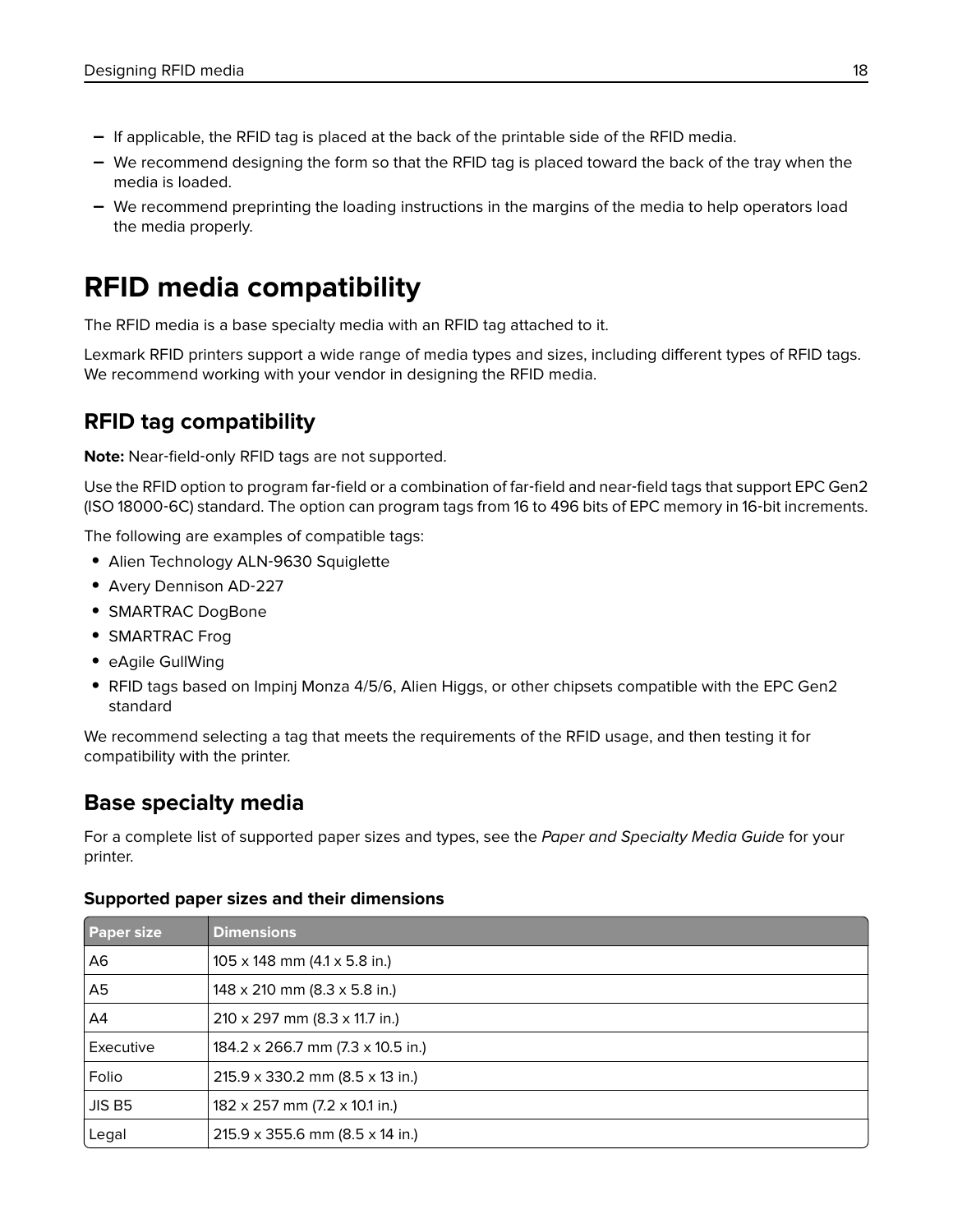- If applicable, the RFID tag is placed at the back of the printable side of the RFID media.
- We recommend designing the form so that the RFID tag is placed toward the back of the tray when the media is loaded.
- We recommend preprinting the loading instructions in the margins of the media to help operators load the media properly.

# RFID media compatibility

The RFID media is a base specialty media with an RFID tag attached to it.

Lexmark RFID printers support a wide range of media types and sizes, including different types of RFID tags. We recommend working with your vendor in designing the RFID media.

## RFID tag compatibility

**Note:** Near-field-only RFID tags are not supported.

Use the RFID option to program far-field or a combination of far-field and near-field tags that support EPC Gen2 (ISO 18000-6C) standard. The option can program tags from 16 to 496 bits of EPC memory in 16-bit increments.

The following are examples of compatible tags:

- Alien Technology ALN-9630 Squiglette
- Avery Dennison AD-227
- SMARTRAC DogBone
- SMARTRAC Frog
- eAgile GullWing
- RFID tags based on Impinj Monza 4/5/6, Alien Higgs, or other chipsets compatible with the EPC Gen2 standard

We recommend selecting a tag that meets the requirements of the RFID usage, and then testing it for compatibility with the printer.

## Base specialty media

For a complete list of supported paper sizes and types, see the *Paper and Specialty Media Guide* for your printer.

**Supported paper sizes and their dimensions**

| Paper size | Dimensions |
|---|---|
| A6 | 105 x 148 mm (4.1 x 5.8 in.) |
| A5 | 148 x 210 mm (8.3 x 5.8 in.) |
| A4 | 210 x 297 mm (8.3 x 11.7 in.) |
| Executive | 184.2 x 266.7 mm (7.3 x 10.5 in.) |
| Folio | 215.9 x 330.2 mm (8.5 x 13 in.) |
| JIS B5 | 182 x 257 mm (7.2 x 10.1 in.) |
| Legal | 215.9 x 355.6 mm (8.5 x 14 in.) |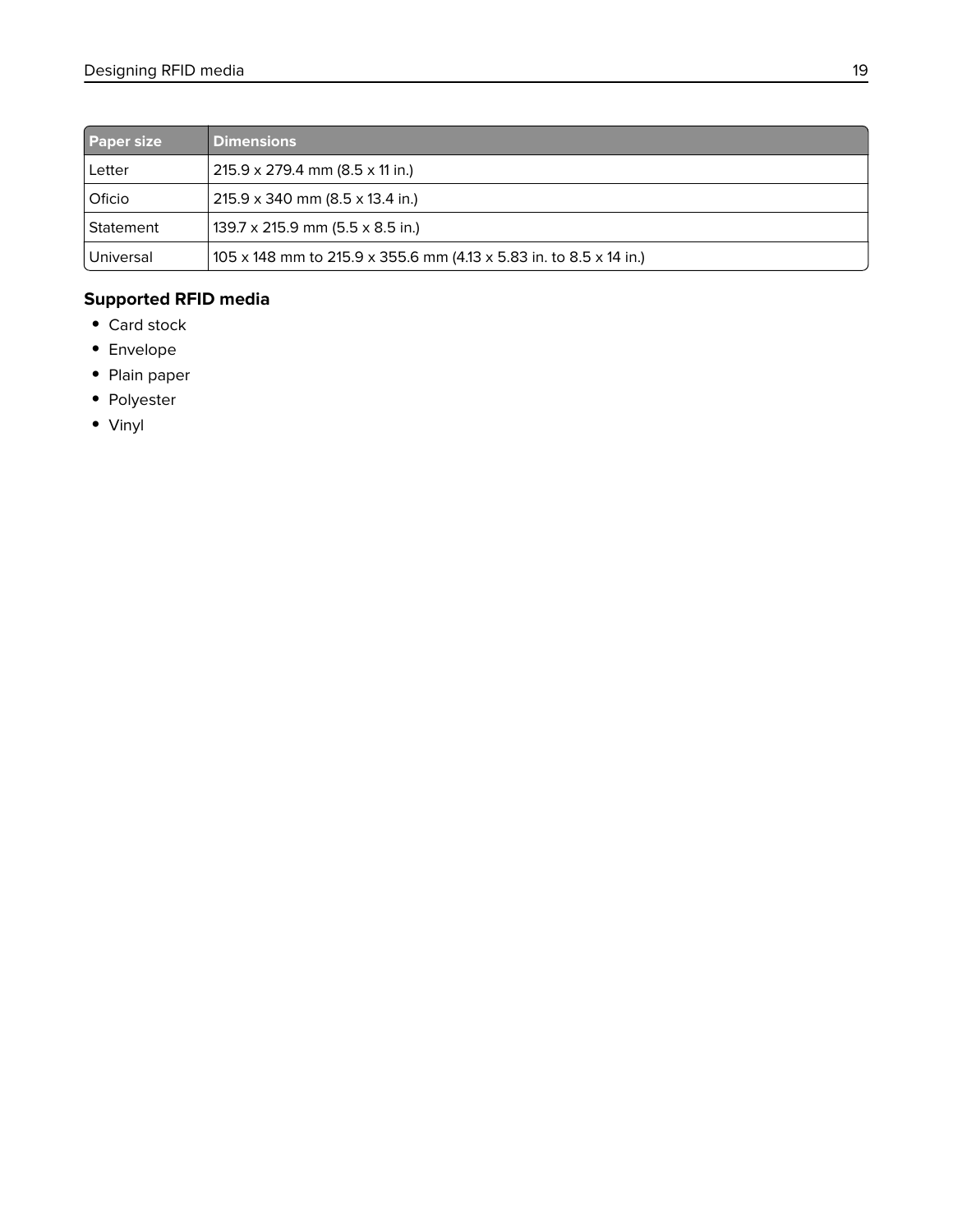| Paper size | Dimensions |
| --- | --- |
| Letter | 215.9 x 279.4 mm (8.5 x 11 in.) |
| Oficio | 215.9 x 340 mm (8.5 x 13.4 in.) |
| Statement | 139.7 x 215.9 mm (5.5 x 8.5 in.) |
| Universal | 105 x 148 mm to 215.9 x 355.6 mm (4.13 x 5.83 in. to 8.5 x 14 in.) |

### Supported RFID media

- Card stock
- Envelope
- Plain paper
- Polyester
- Vinyl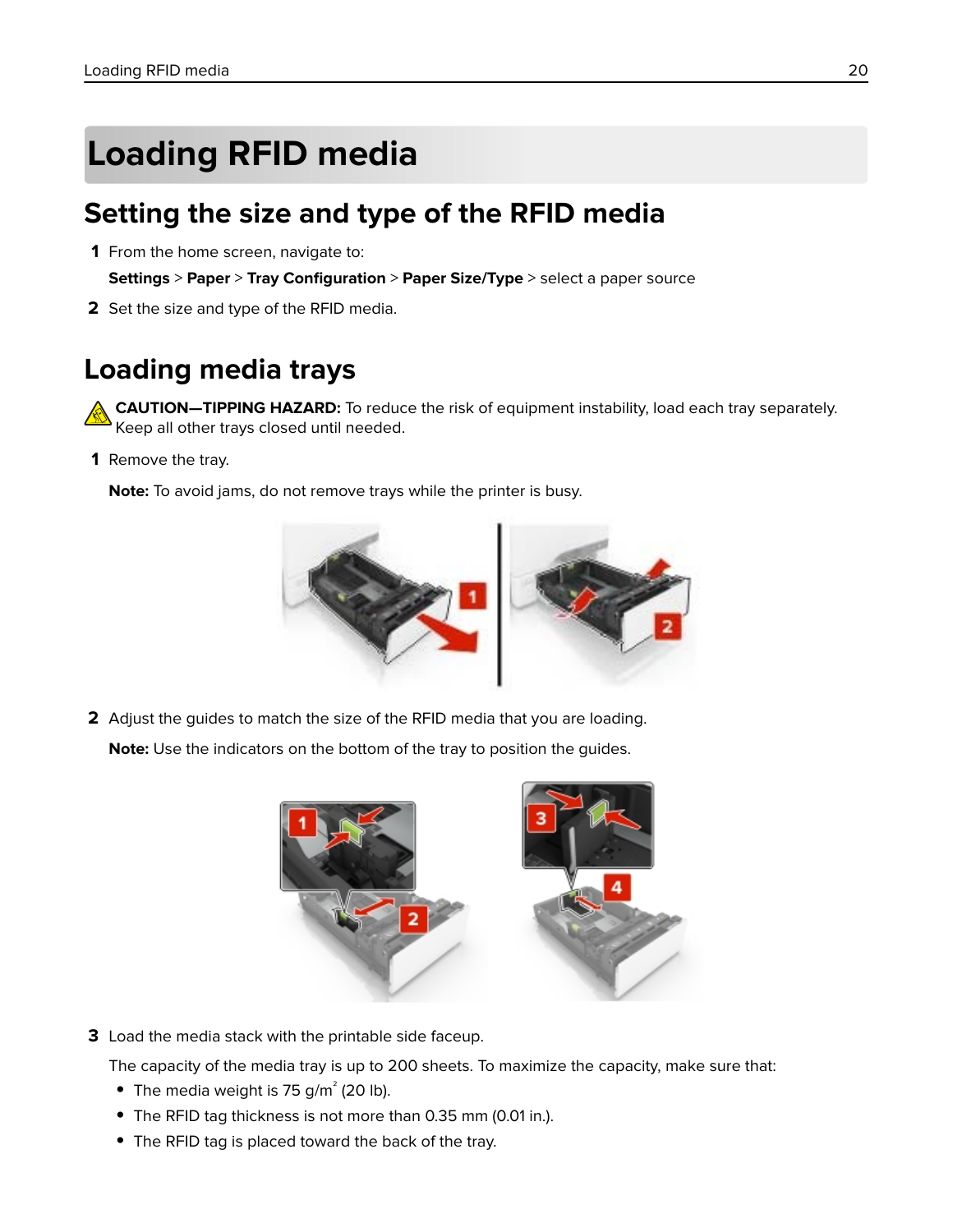# Loading RFID media

## Setting the size and type of the RFID media

1. From the home screen, navigate to:

   **Settings** > **Paper** > **Tray Configuration** > **Paper Size/Type** > select a paper source

2. Set the size and type of the RFID media.

## Loading media trays

**CAUTION—TIPPING HAZARD:** To reduce the risk of equipment instability, load each tray separately. Keep all other trays closed until needed.

1. Remove the tray.

   **Note:** To avoid jams, do not remove trays while the printer is busy.

2. Adjust the guides to match the size of the RFID media that you are loading.

   **Note:** Use the indicators on the bottom of the tray to position the guides.

3. Load the media stack with the printable side faceup.

   The capacity of the media tray is up to 200 sheets. To maximize the capacity, make sure that:

   - The media weight is 75 g/m$^2$ (20 lb).
   - The RFID tag thickness is not more than 0.35 mm (0.01 in.).
   - The RFID tag is placed toward the back of the tray.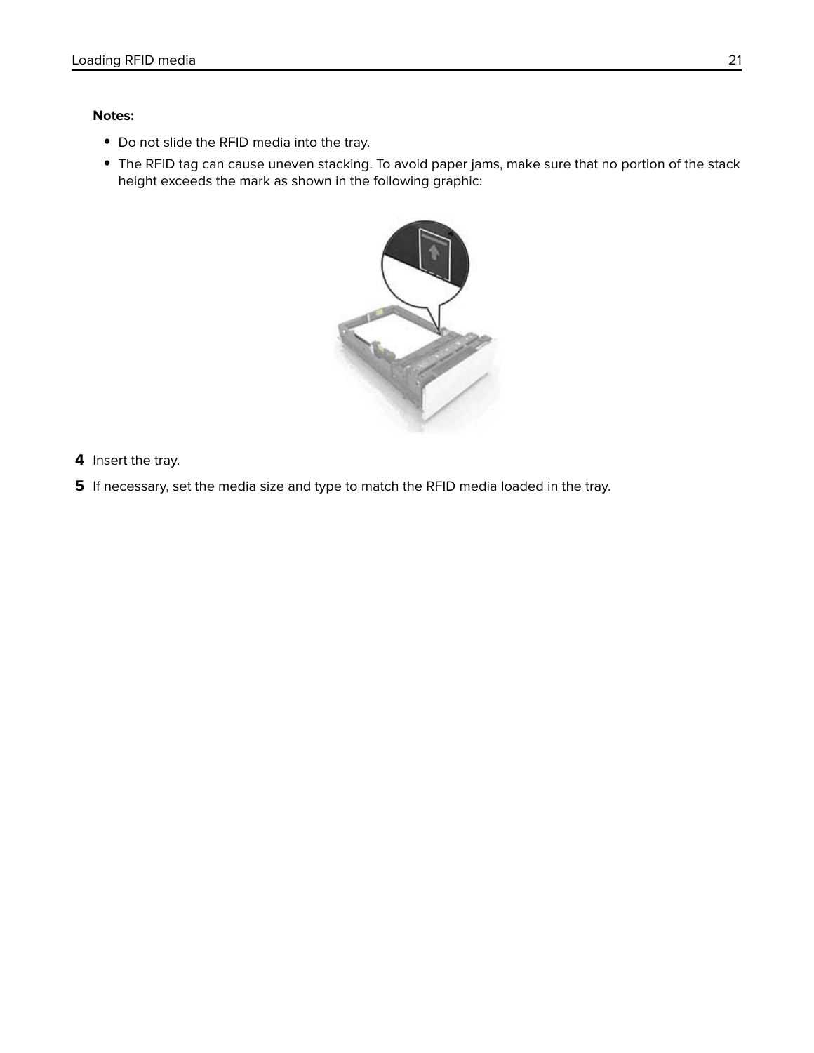**Notes:**

- Do not slide the RFID media into the tray.
- The RFID tag can cause uneven stacking. To avoid paper jams, make sure that no portion of the stack height exceeds the mark as shown in the following graphic:

4. Insert the tray.
5. If necessary, set the media size and type to match the RFID media loaded in the tray.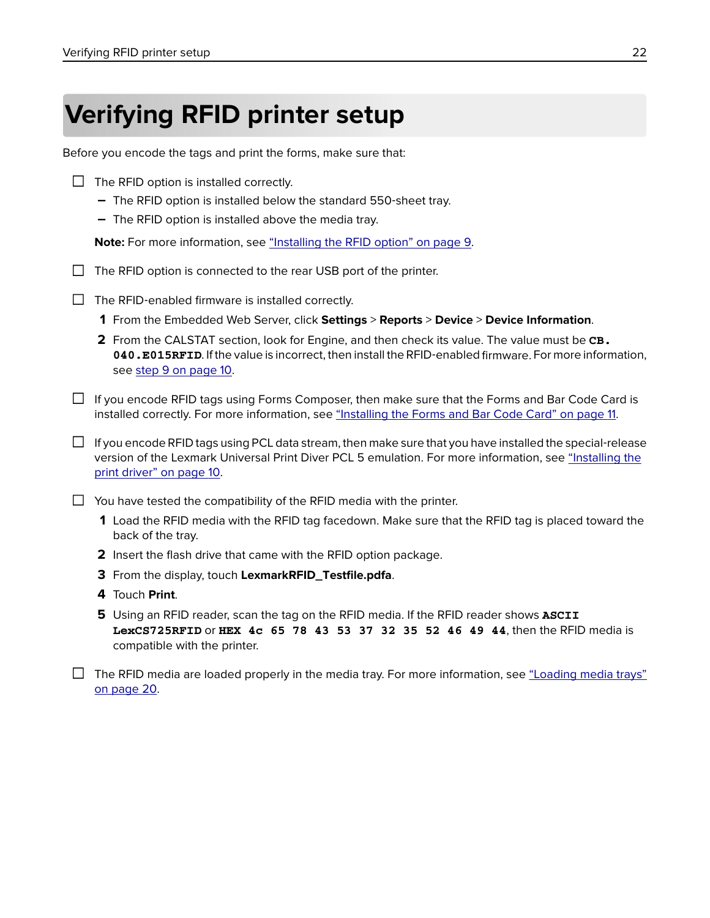# Verifying RFID printer setup

Before you encode the tags and print the forms, make sure that:

- [ ] The RFID option is installed correctly.
  - The RFID option is installed below the standard 550-sheet tray.
  - The RFID option is installed above the media tray.

  **Note:** For more information, see "Installing the RFID option" on page 9.

- [ ] The RFID option is connected to the rear USB port of the printer.

- [ ] The RFID-enabled firmware is installed correctly.
  1. From the Embedded Web Server, click **Settings** > **Reports** > **Device** > **Device Information**.
  2. From the CALSTAT section, look for Engine, and then check its value. The value must be **`CB.040.E015RFID`**. If the value is incorrect, then install the RFID-enabled firmware. For more information, see step 9 on page 10.

- [ ] If you encode RFID tags using Forms Composer, then make sure that the Forms and Bar Code Card is installed correctly. For more information, see "Installing the Forms and Bar Code Card" on page 11.

- [ ] If you encode RFID tags using PCL data stream, then make sure that you have installed the special-release version of the Lexmark Universal Print Diver PCL 5 emulation. For more information, see "Installing the print driver" on page 10.

- [ ] You have tested the compatibility of the RFID media with the printer.
  1. Load the RFID media with the RFID tag facedown. Make sure that the RFID tag is placed toward the back of the tray.
  2. Insert the flash drive that came with the RFID option package.
  3. From the display, touch **LexmarkRFID_Testfile.pdfa**.
  4. Touch **Print**.
  5. Using an RFID reader, scan the tag on the RFID media. If the RFID reader shows **`ASCII LexCS725RFID`** or **`HEX 4c 65 78 43 53 37 32 35 52 46 49 44`**, then the RFID media is compatible with the printer.

- [ ] The RFID media are loaded properly in the media tray. For more information, see "Loading media trays" on page 20.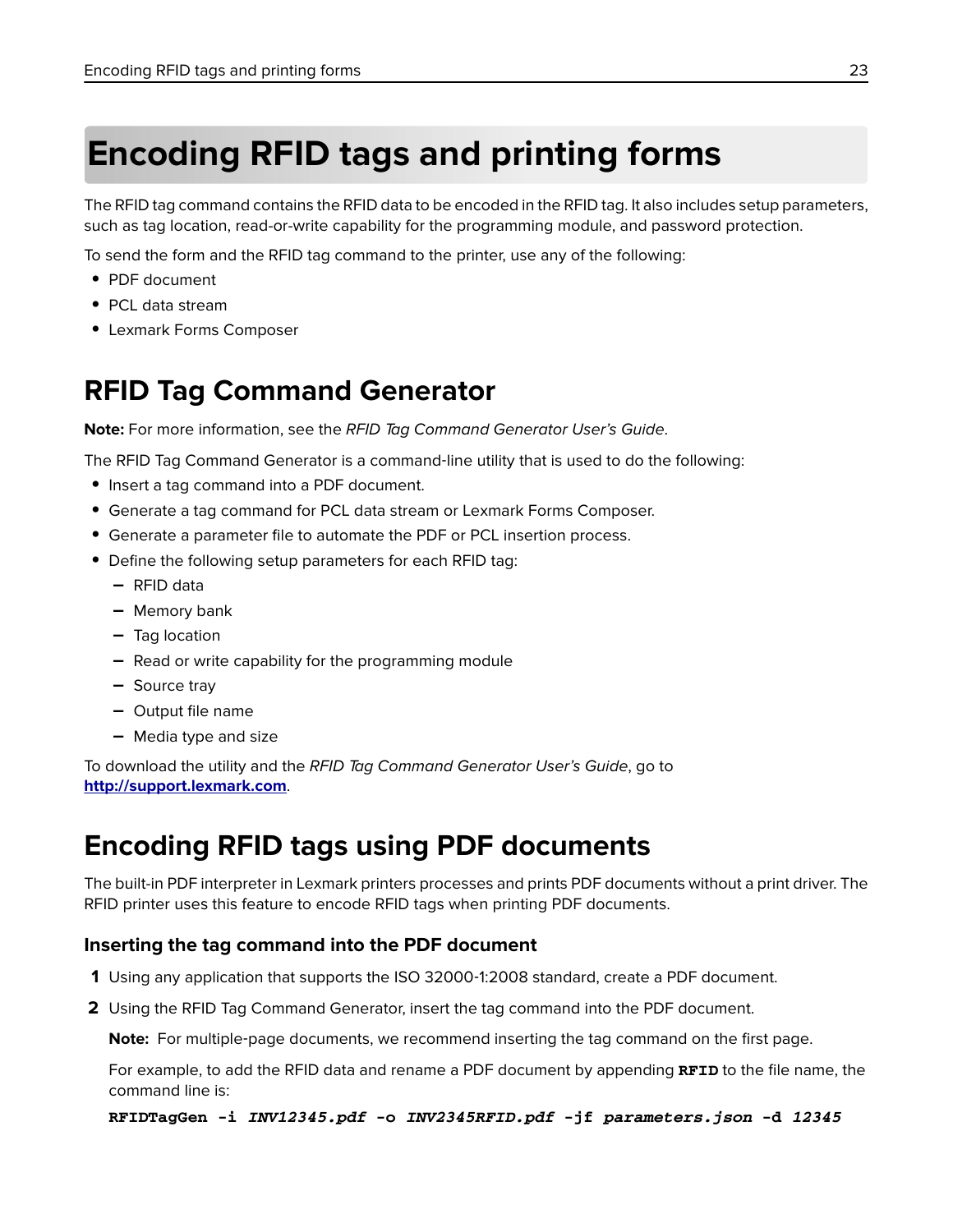# Encoding RFID tags and printing forms

The RFID tag command contains the RFID data to be encoded in the RFID tag. It also includes setup parameters, such as tag location, read-or-write capability for the programming module, and password protection.

To send the form and the RFID tag command to the printer, use any of the following:

- PDF document
- PCL data stream
- Lexmark Forms Composer

## RFID Tag Command Generator

**Note:** For more information, see the *RFID Tag Command Generator User's Guide*.

The RFID Tag Command Generator is a command-line utility that is used to do the following:

- Insert a tag command into a PDF document.
- Generate a tag command for PCL data stream or Lexmark Forms Composer.
- Generate a parameter file to automate the PDF or PCL insertion process.
- Define the following setup parameters for each RFID tag:
  - RFID data
  - Memory bank
  - Tag location
  - Read or write capability for the programming module
  - Source tray
  - Output file name
  - Media type and size

To download the utility and the *RFID Tag Command Generator User's Guide*, go to **http://support.lexmark.com**.

## Encoding RFID tags using PDF documents

The built-in PDF interpreter in Lexmark printers processes and prints PDF documents without a print driver. The RFID printer uses this feature to encode RFID tags when printing PDF documents.

### Inserting the tag command into the PDF document

1. Using any application that supports the ISO 32000-1:2008 standard, create a PDF document.
2. Using the RFID Tag Command Generator, insert the tag command into the PDF document.

   **Note:** For multiple-page documents, we recommend inserting the tag command on the first page.

   For example, to add the RFID data and rename a PDF document by appending **RFID** to the file name, the command line is:

   **RFIDTagGen -i *INV12345.pdf* -o *INV2345RFID.pdf* -jf *parameters.json* -d *12345***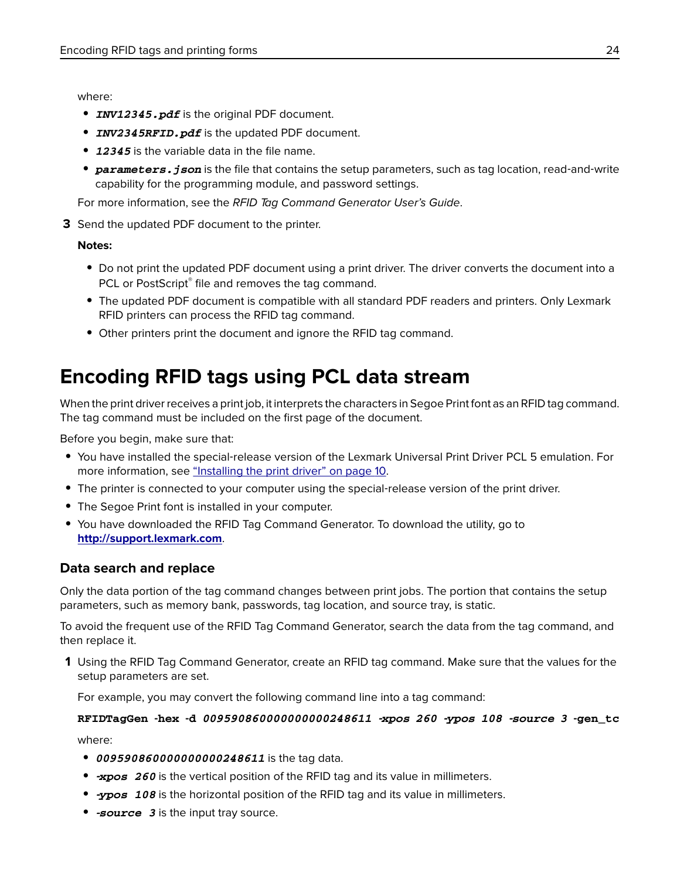where:

- ***INV12345.pdf*** is the original PDF document.
- ***INV2345RFID.pdf*** is the updated PDF document.
- ***12345*** is the variable data in the file name.
- ***parameters.json*** is the file that contains the setup parameters, such as tag location, read-and-write capability for the programming module, and password settings.

For more information, see the *RFID Tag Command Generator User's Guide*.

**3** Send the updated PDF document to the printer.

**Notes:**

- Do not print the updated PDF document using a print driver. The driver converts the document into a PCL or PostScript® file and removes the tag command.
- The updated PDF document is compatible with all standard PDF readers and printers. Only Lexmark RFID printers can process the RFID tag command.
- Other printers print the document and ignore the RFID tag command.

# Encoding RFID tags using PCL data stream

When the print driver receives a print job, it interprets the characters in Segoe Print font as an RFID tag command. The tag command must be included on the first page of the document.

Before you begin, make sure that:

- You have installed the special-release version of the Lexmark Universal Print Driver PCL 5 emulation. For more information, see "Installing the print driver" on page 10.
- The printer is connected to your computer using the special-release version of the print driver.
- The Segoe Print font is installed in your computer.
- You have downloaded the RFID Tag Command Generator. To download the utility, go to **http://support.lexmark.com**.

## Data search and replace

Only the data portion of the tag command changes between print jobs. The portion that contains the setup parameters, such as memory bank, passwords, tag location, and source tray, is static.

To avoid the frequent use of the RFID Tag Command Generator, search the data from the tag command, and then replace it.

**1** Using the RFID Tag Command Generator, create an RFID tag command. Make sure that the values for the setup parameters are set.

For example, you may convert the following command line into a tag command:

```
RFIDTagGen -hex -d 009590860000000000248611 -xpos 260 -ypos 108 -source 3 -gen_tc
```

where:

- ***009590860000000000248611*** is the tag data.
- ***-xpos 260*** is the vertical position of the RFID tag and its value in millimeters.
- ***-ypos 108*** is the horizontal position of the RFID tag and its value in millimeters.
- ***-source 3*** is the input tray source.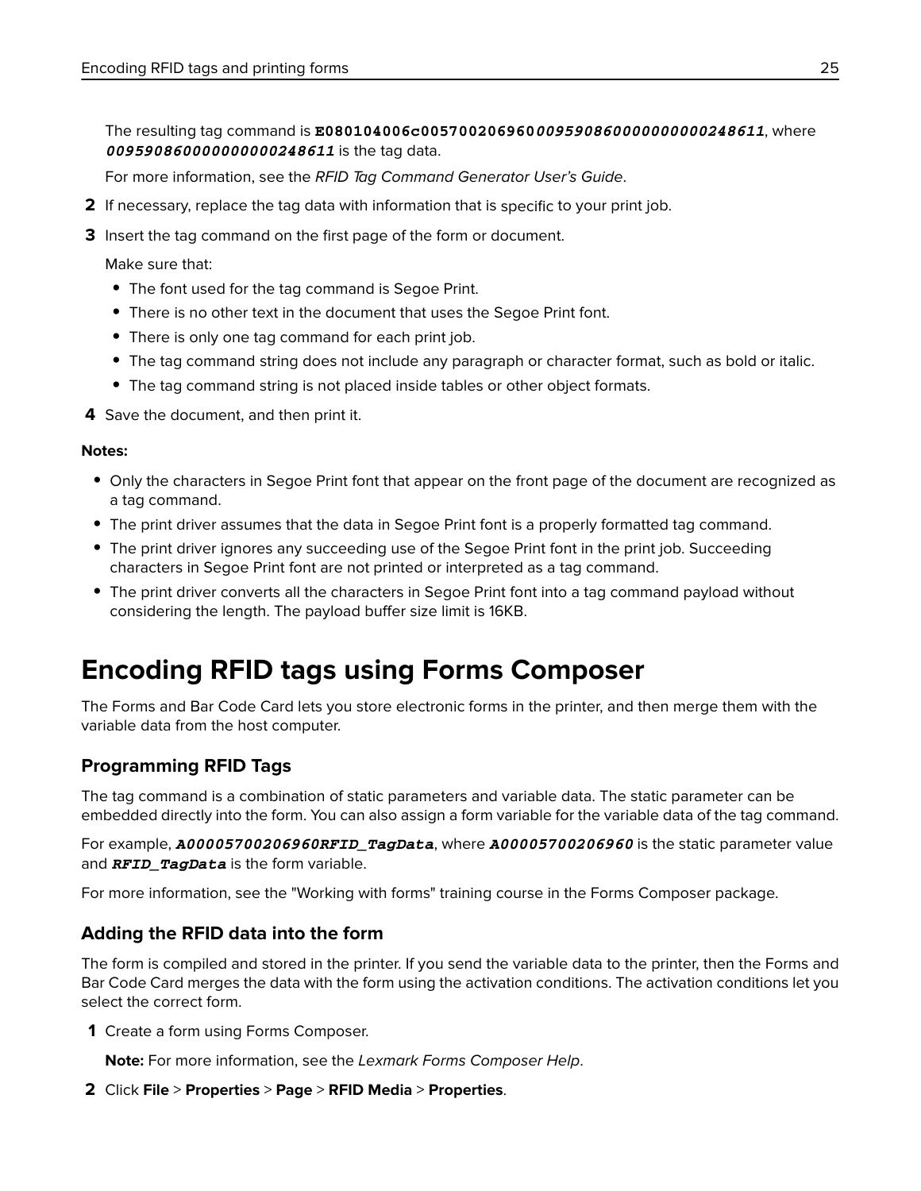The resulting tag command is **E080104006c00570020696000959086000000000000248611**, where ***00959086000000000000248611*** is the tag data.

For more information, see the *RFID Tag Command Generator User's Guide*.

2. If necessary, replace the tag data with information that is specific to your print job.
3. Insert the tag command on the first page of the form or document.

   Make sure that:

   - The font used for the tag command is Segoe Print.
   - There is no other text in the document that uses the Segoe Print font.
   - There is only one tag command for each print job.
   - The tag command string does not include any paragraph or character format, such as bold or italic.
   - The tag command string is not placed inside tables or other object formats.
4. Save the document, and then print it.

**Notes:**

- Only the characters in Segoe Print font that appear on the front page of the document are recognized as a tag command.
- The print driver assumes that the data in Segoe Print font is a properly formatted tag command.
- The print driver ignores any succeeding use of the Segoe Print font in the print job. Succeeding characters in Segoe Print font are not printed or interpreted as a tag command.
- The print driver converts all the characters in Segoe Print font into a tag command payload without considering the length. The payload buffer size limit is 16KB.

# Encoding RFID tags using Forms Composer

The Forms and Bar Code Card lets you store electronic forms in the printer, and then merge them with the variable data from the host computer.

## Programming RFID Tags

The tag command is a combination of static parameters and variable data. The static parameter can be embedded directly into the form. You can also assign a form variable for the variable data of the tag command.

For example, ***A00005700206960RFID_TagData***, where ***A00005700206960*** is the static parameter value and ***RFID_TagData*** is the form variable.

For more information, see the "Working with forms" training course in the Forms Composer package.

## Adding the RFID data into the form

The form is compiled and stored in the printer. If you send the variable data to the printer, then the Forms and Bar Code Card merges the data with the form using the activation conditions. The activation conditions let you select the correct form.

1. Create a form using Forms Composer.

   **Note:** For more information, see the *Lexmark Forms Composer Help*.
2. Click **File** > **Properties** > **Page** > **RFID Media** > **Properties**.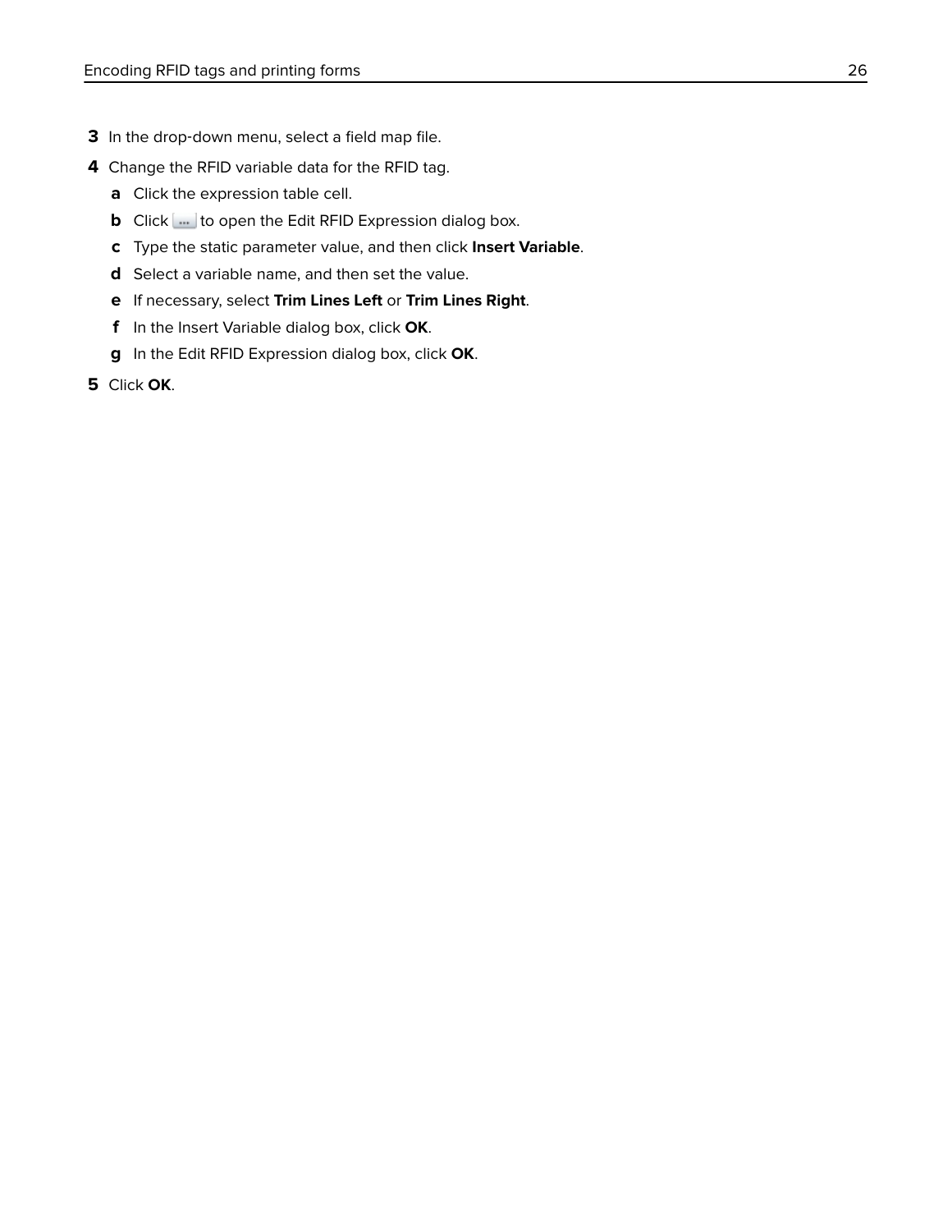3. In the drop-down menu, select a field map file.
4. Change the RFID variable data for the RFID tag.
   1. Click the expression table cell.
   2. Click ... to open the Edit RFID Expression dialog box.
   3. Type the static parameter value, and then click **Insert Variable**.
   4. Select a variable name, and then set the value.
   5. If necessary, select **Trim Lines Left** or **Trim Lines Right**.
   6. In the Insert Variable dialog box, click **OK**.
   7. In the Edit RFID Expression dialog box, click **OK**.
5. Click **OK**.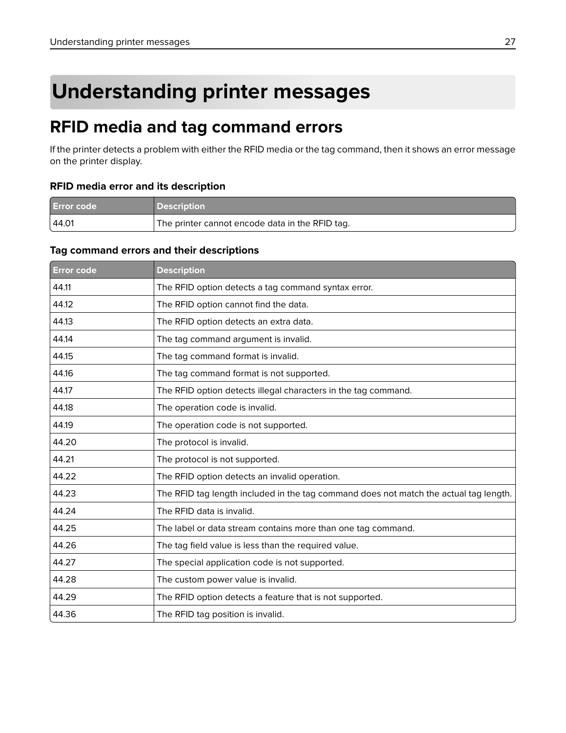# Understanding printer messages

## RFID media and tag command errors

If the printer detects a problem with either the RFID media or the tag command, then it shows an error message on the printer display.

### RFID media error and its description

| Error code | Description |
| --- | --- |
| 44.01 | The printer cannot encode data in the RFID tag. |

### Tag command errors and their descriptions

| Error code | Description |
| --- | --- |
| 44.11 | The RFID option detects a tag command syntax error. |
| 44.12 | The RFID option cannot find the data. |
| 44.13 | The RFID option detects an extra data. |
| 44.14 | The tag command argument is invalid. |
| 44.15 | The tag command format is invalid. |
| 44.16 | The tag command format is not supported. |
| 44.17 | The RFID option detects illegal characters in the tag command. |
| 44.18 | The operation code is invalid. |
| 44.19 | The operation code is not supported. |
| 44.20 | The protocol is invalid. |
| 44.21 | The protocol is not supported. |
| 44.22 | The RFID option detects an invalid operation. |
| 44.23 | The RFID tag length included in the tag command does not match the actual tag length. |
| 44.24 | The RFID data is invalid. |
| 44.25 | The label or data stream contains more than one tag command. |
| 44.26 | The tag field value is less than the required value. |
| 44.27 | The special application code is not supported. |
| 44.28 | The custom power value is invalid. |
| 44.29 | The RFID option detects a feature that is not supported. |
| 44.36 | The RFID tag position is invalid. |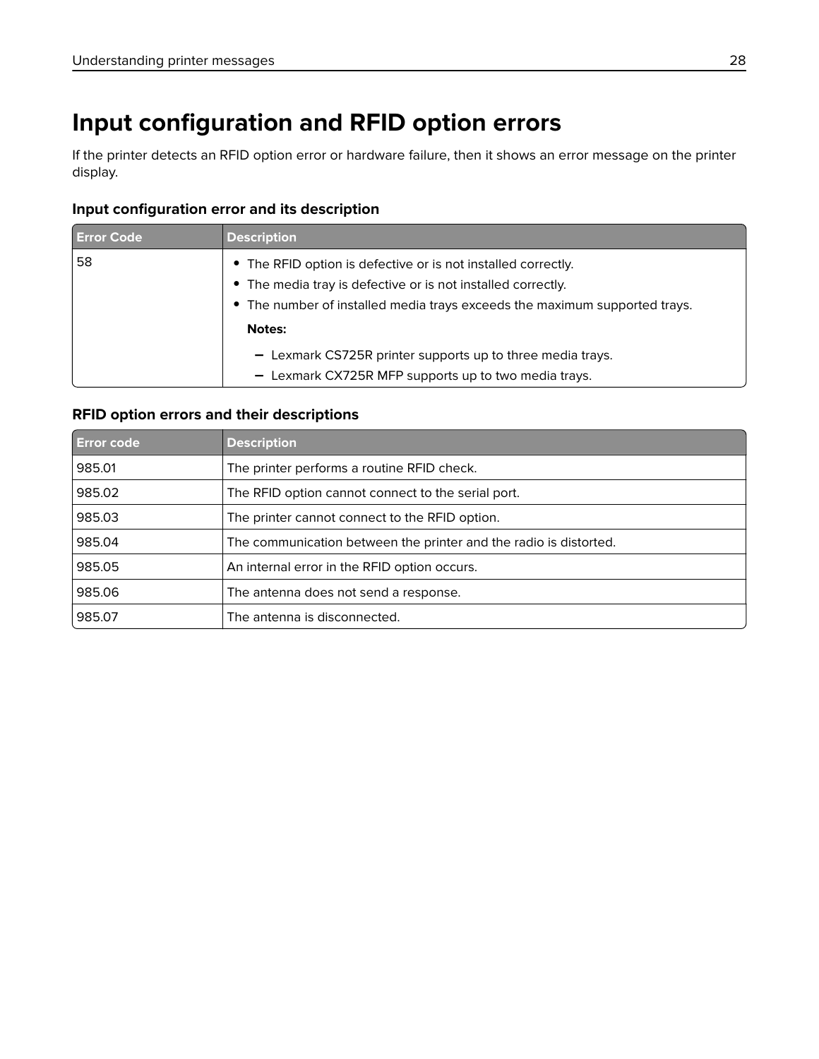# Input configuration and RFID option errors

If the printer detects an RFID option error or hardware failure, then it shows an error message on the printer display.

### Input configuration error and its description

| Error Code | Description |
| --- | --- |
| 58 | • The RFID option is defective or is not installed correctly.<br>• The media tray is defective or is not installed correctly.<br>• The number of installed media trays exceeds the maximum supported trays.<br>**Notes:**<br>– Lexmark CS725R printer supports up to three media trays.<br>– Lexmark CX725R MFP supports up to two media trays. |

### RFID option errors and their descriptions

| Error code | Description |
| --- | --- |
| 985.01 | The printer performs a routine RFID check. |
| 985.02 | The RFID option cannot connect to the serial port. |
| 985.03 | The printer cannot connect to the RFID option. |
| 985.04 | The communication between the printer and the radio is distorted. |
| 985.05 | An internal error in the RFID option occurs. |
| 985.06 | The antenna does not send a response. |
| 985.07 | The antenna is disconnected. |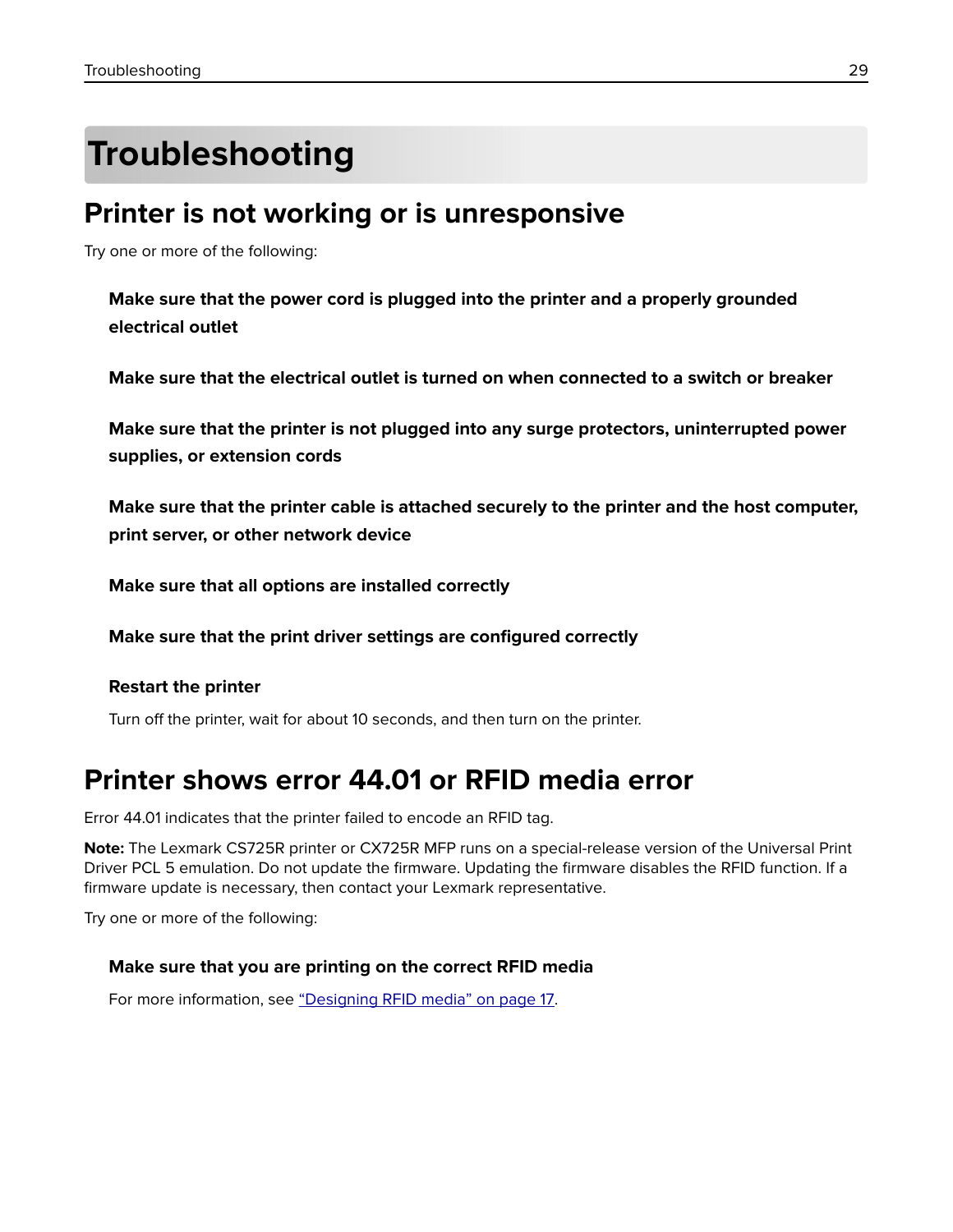# Troubleshooting

## Printer is not working or is unresponsive

Try one or more of the following:

**Make sure that the power cord is plugged into the printer and a properly grounded electrical outlet**

**Make sure that the electrical outlet is turned on when connected to a switch or breaker**

**Make sure that the printer is not plugged into any surge protectors, uninterrupted power supplies, or extension cords**

**Make sure that the printer cable is attached securely to the printer and the host computer, print server, or other network device**

**Make sure that all options are installed correctly**

**Make sure that the print driver settings are configured correctly**

**Restart the printer**

Turn off the printer, wait for about 10 seconds, and then turn on the printer.

## Printer shows error 44.01 or RFID media error

Error 44.01 indicates that the printer failed to encode an RFID tag.

**Note:** The Lexmark CS725R printer or CX725R MFP runs on a special-release version of the Universal Print Driver PCL 5 emulation. Do not update the firmware. Updating the firmware disables the RFID function. If a firmware update is necessary, then contact your Lexmark representative.

Try one or more of the following:

**Make sure that you are printing on the correct RFID media**

For more information, see "Designing RFID media" on page 17.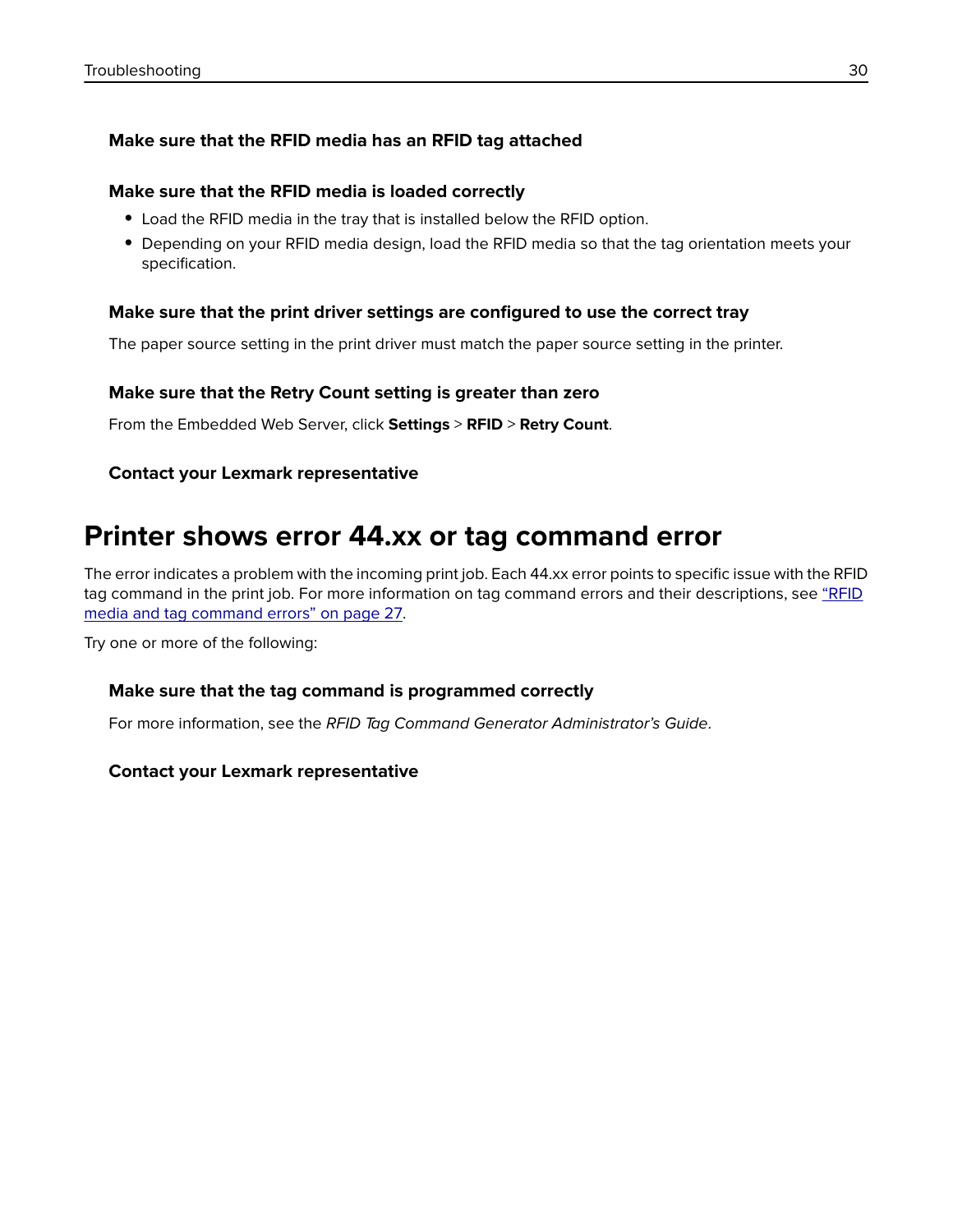### Make sure that the RFID media has an RFID tag attached

### Make sure that the RFID media is loaded correctly

- Load the RFID media in the tray that is installed below the RFID option.
- Depending on your RFID media design, load the RFID media so that the tag orientation meets your specification.

### Make sure that the print driver settings are configured to use the correct tray

The paper source setting in the print driver must match the paper source setting in the printer.

### Make sure that the Retry Count setting is greater than zero

From the Embedded Web Server, click **Settings** > **RFID** > **Retry Count**.

### Contact your Lexmark representative

## Printer shows error 44.xx or tag command error

The error indicates a problem with the incoming print job. Each 44.xx error points to specific issue with the RFID tag command in the print job. For more information on tag command errors and their descriptions, see "RFID media and tag command errors" on page 27.

Try one or more of the following:

### Make sure that the tag command is programmed correctly

For more information, see the *RFID Tag Command Generator Administrator's Guide*.

### Contact your Lexmark representative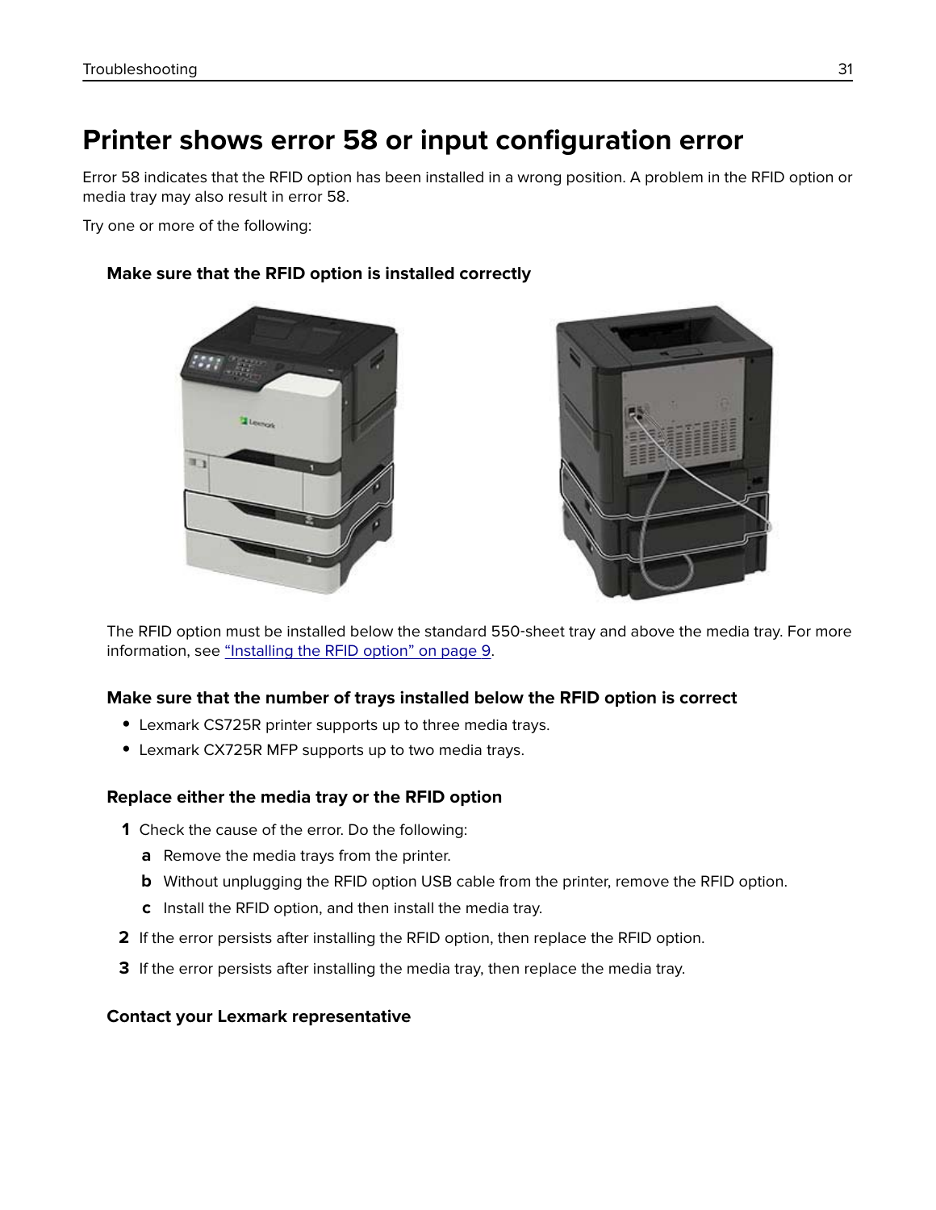# Printer shows error 58 or input configuration error

Error 58 indicates that the RFID option has been installed in a wrong position. A problem in the RFID option or media tray may also result in error 58.

Try one or more of the following:

### Make sure that the RFID option is installed correctly

The RFID option must be installed below the standard 550-sheet tray and above the media tray. For more information, see "Installing the RFID option" on page 9.

### Make sure that the number of trays installed below the RFID option is correct

- Lexmark CS725R printer supports up to three media trays.
- Lexmark CX725R MFP supports up to two media trays.

### Replace either the media tray or the RFID option

1. Check the cause of the error. Do the following:
   - a. Remove the media trays from the printer.
   - b. Without unplugging the RFID option USB cable from the printer, remove the RFID option.
   - c. Install the RFID option, and then install the media tray.
2. If the error persists after installing the RFID option, then replace the RFID option.
3. If the error persists after installing the media tray, then replace the media tray.

### Contact your Lexmark representative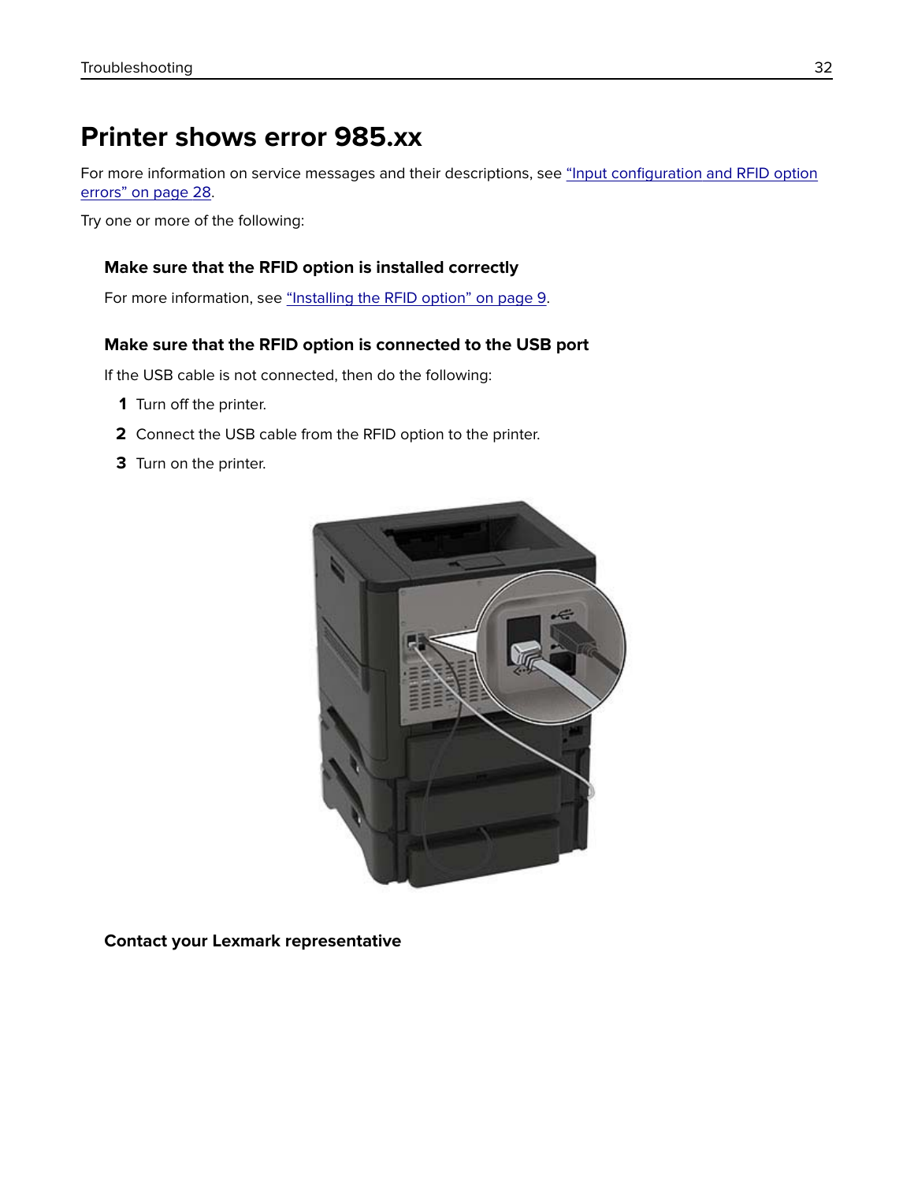# Printer shows error 985.xx

For more information on service messages and their descriptions, see "Input configuration and RFID option errors" on page 28.

Try one or more of the following:

### Make sure that the RFID option is installed correctly

For more information, see "Installing the RFID option" on page 9.

### Make sure that the RFID option is connected to the USB port

If the USB cable is not connected, then do the following:

1. Turn off the printer.
2. Connect the USB cable from the RFID option to the printer.
3. Turn on the printer.

### Contact your Lexmark representative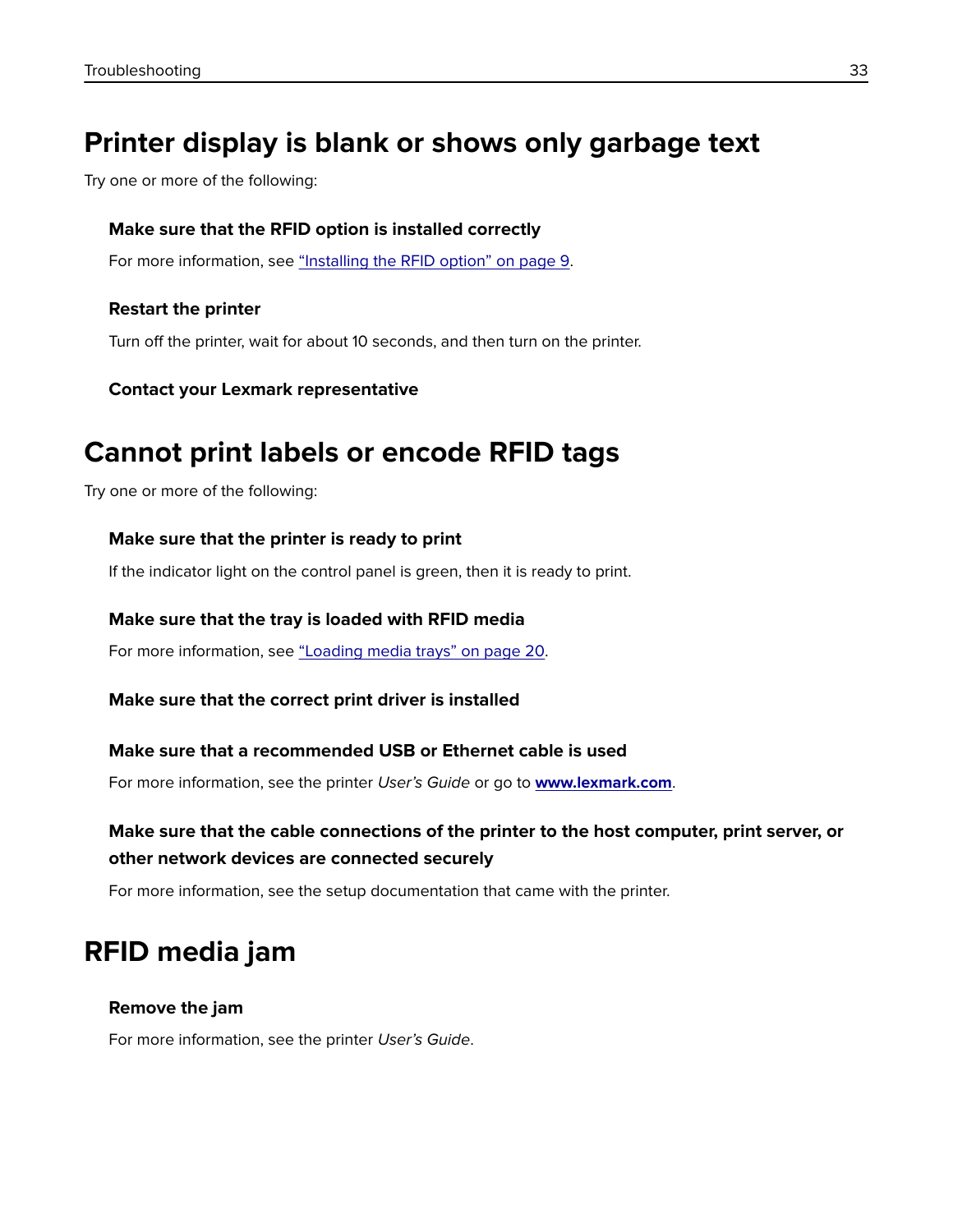# Printer display is blank or shows only garbage text

Try one or more of the following:

### Make sure that the RFID option is installed correctly

For more information, see "Installing the RFID option" on page 9.

### Restart the printer

Turn off the printer, wait for about 10 seconds, and then turn on the printer.

### Contact your Lexmark representative

# Cannot print labels or encode RFID tags

Try one or more of the following:

### Make sure that the printer is ready to print

If the indicator light on the control panel is green, then it is ready to print.

### Make sure that the tray is loaded with RFID media

For more information, see "Loading media trays" on page 20.

### Make sure that the correct print driver is installed

### Make sure that a recommended USB or Ethernet cable is used

For more information, see the printer *User's Guide* or go to **www.lexmark.com**.

### Make sure that the cable connections of the printer to the host computer, print server, or other network devices are connected securely

For more information, see the setup documentation that came with the printer.

# RFID media jam

### Remove the jam

For more information, see the printer *User's Guide*.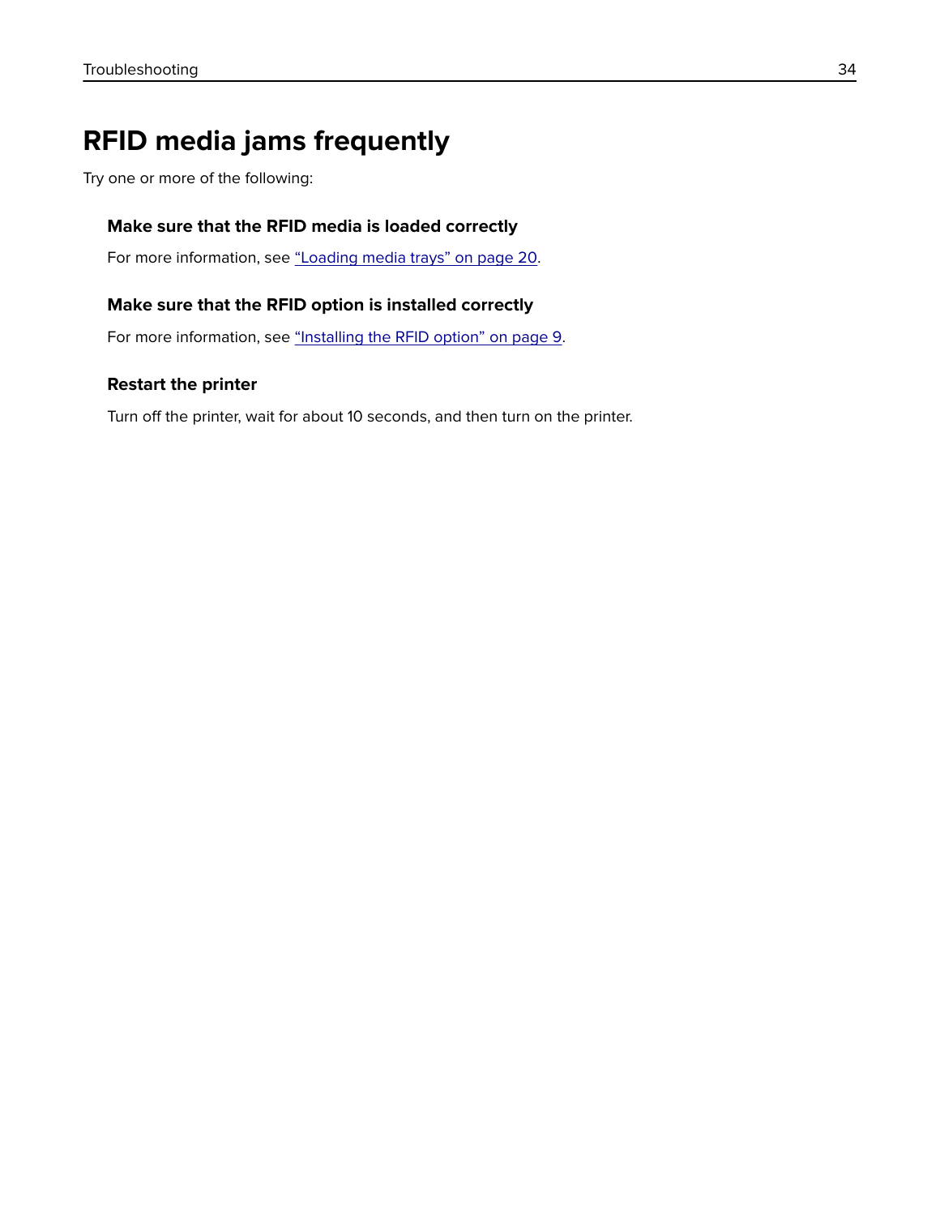# RFID media jams frequently

Try one or more of the following:

### Make sure that the RFID media is loaded correctly

For more information, see "Loading media trays" on page 20.

### Make sure that the RFID option is installed correctly

For more information, see "Installing the RFID option" on page 9.

### Restart the printer

Turn off the printer, wait for about 10 seconds, and then turn on the printer.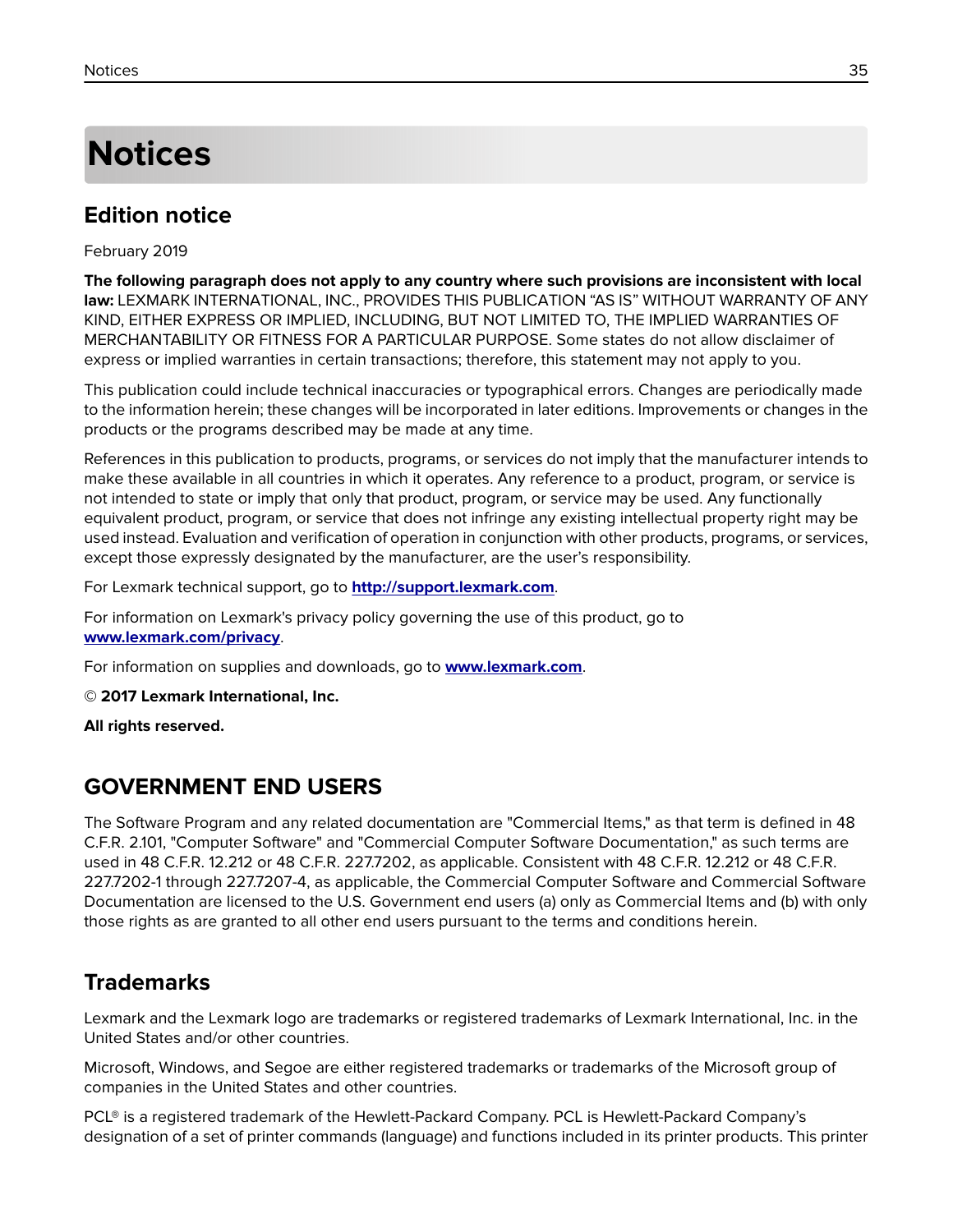# Notices

## Edition notice

February 2019

**The following paragraph does not apply to any country where such provisions are inconsistent with local law:** LEXMARK INTERNATIONAL, INC., PROVIDES THIS PUBLICATION “AS IS” WITHOUT WARRANTY OF ANY KIND, EITHER EXPRESS OR IMPLIED, INCLUDING, BUT NOT LIMITED TO, THE IMPLIED WARRANTIES OF MERCHANTABILITY OR FITNESS FOR A PARTICULAR PURPOSE. Some states do not allow disclaimer of express or implied warranties in certain transactions; therefore, this statement may not apply to you.

This publication could include technical inaccuracies or typographical errors. Changes are periodically made to the information herein; these changes will be incorporated in later editions. Improvements or changes in the products or the programs described may be made at any time.

References in this publication to products, programs, or services do not imply that the manufacturer intends to make these available in all countries in which it operates. Any reference to a product, program, or service is not intended to state or imply that only that product, program, or service may be used. Any functionally equivalent product, program, or service that does not infringe any existing intellectual property right may be used instead. Evaluation and verification of operation in conjunction with other products, programs, or services, except those expressly designated by the manufacturer, are the user’s responsibility.

For Lexmark technical support, go to **http://support.lexmark.com**.

For information on Lexmark's privacy policy governing the use of this product, go to **www.lexmark.com/privacy**.

For information on supplies and downloads, go to **www.lexmark.com**.

© **2017 Lexmark International, Inc.**

**All rights reserved.**

## GOVERNMENT END USERS

The Software Program and any related documentation are "Commercial Items," as that term is defined in 48 C.F.R. 2.101, "Computer Software" and "Commercial Computer Software Documentation," as such terms are used in 48 C.F.R. 12.212 or 48 C.F.R. 227.7202, as applicable. Consistent with 48 C.F.R. 12.212 or 48 C.F.R. 227.7202-1 through 227.7207-4, as applicable, the Commercial Computer Software and Commercial Software Documentation are licensed to the U.S. Government end users (a) only as Commercial Items and (b) with only those rights as are granted to all other end users pursuant to the terms and conditions herein.

## Trademarks

Lexmark and the Lexmark logo are trademarks or registered trademarks of Lexmark International, Inc. in the United States and/or other countries.

Microsoft, Windows, and Segoe are either registered trademarks or trademarks of the Microsoft group of companies in the United States and other countries.

PCL® is a registered trademark of the Hewlett-Packard Company. PCL is Hewlett-Packard Company’s designation of a set of printer commands (language) and functions included in its printer products. This printer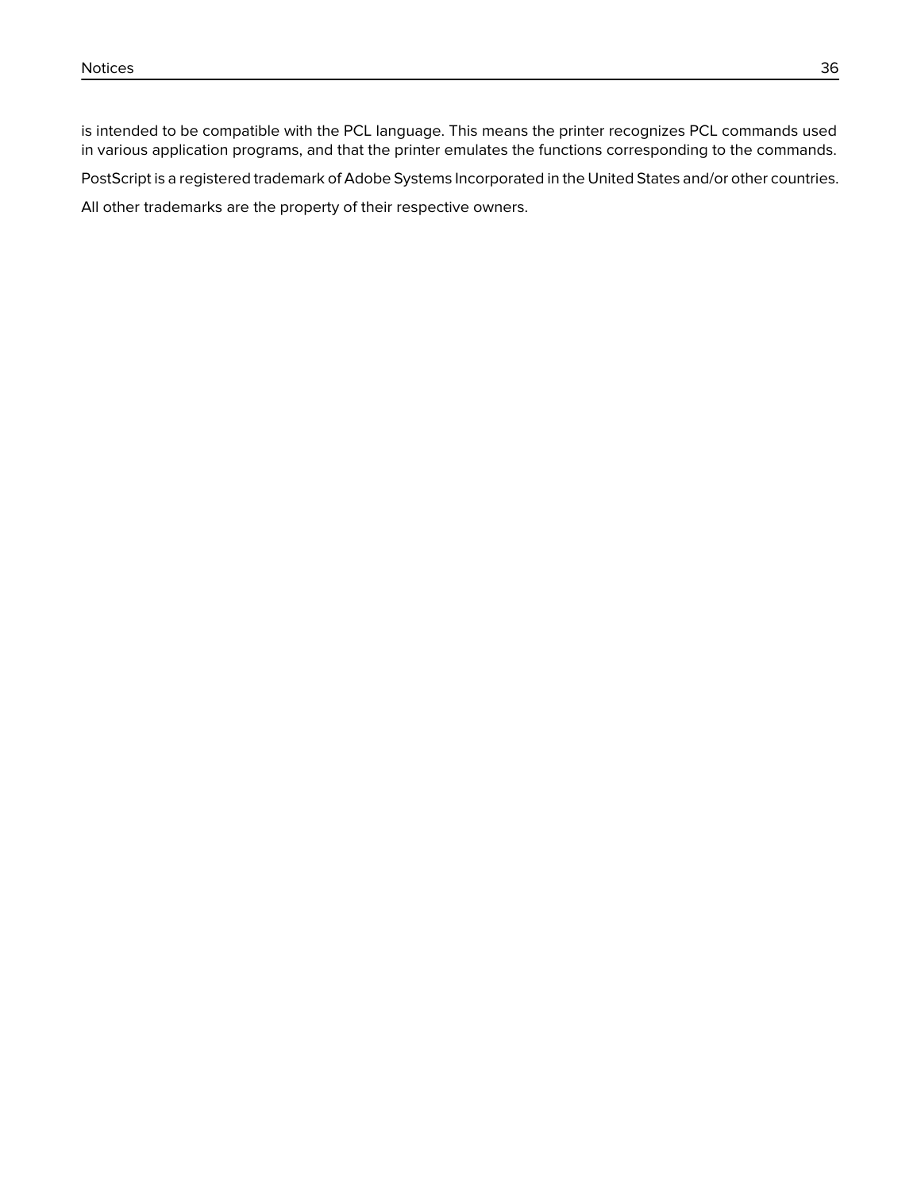is intended to be compatible with the PCL language. This means the printer recognizes PCL commands used in various application programs, and that the printer emulates the functions corresponding to the commands.

PostScript is a registered trademark of Adobe Systems Incorporated in the United States and/or other countries.

All other trademarks are the property of their respective owners.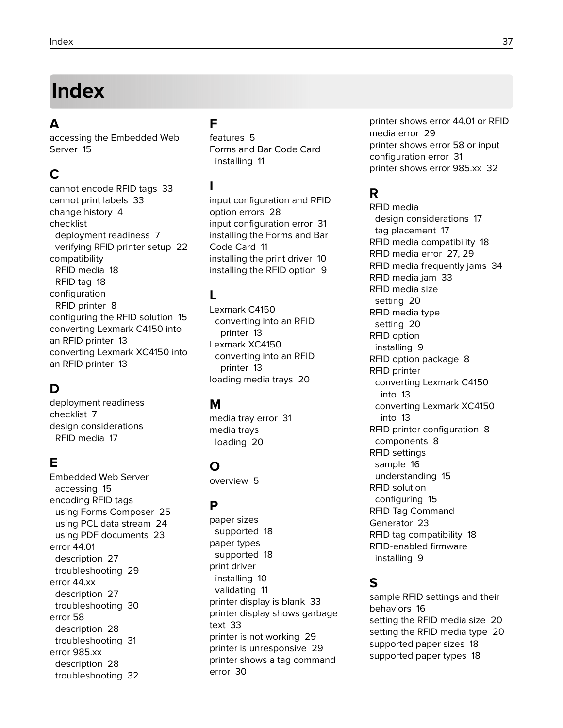# Index

## A

accessing the Embedded Web Server 15

## C

cannot encode RFID tags 33
cannot print labels 33
change history 4
checklist
- deployment readiness 7
- verifying RFID printer setup 22

compatibility
- RFID media 18
- RFID tag 18

configuration
- RFID printer 8

configuring the RFID solution 15
converting Lexmark C4150 into an RFID printer 13
converting Lexmark XC4150 into an RFID printer 13

## D

deployment readiness checklist 7
design considerations
- RFID media 17

## E

Embedded Web Server
- accessing 15

encoding RFID tags
- using Forms Composer 25
- using PCL data stream 24
- using PDF documents 23

error 44.01
- description 27
- troubleshooting 29

error 44.xx
- description 27
- troubleshooting 30

error 58
- description 28
- troubleshooting 31

error 985.xx
- description 28
- troubleshooting 32

## F

features 5
Forms and Bar Code Card
- installing 11

## I

input configuration and RFID option errors 28
input configuration error 31
installing the Forms and Bar Code Card 11
installing the print driver 10
installing the RFID option 9

## L

Lexmark C4150
- converting into an RFID printer 13

Lexmark XC4150
- converting into an RFID printer 13

loading media trays 20

## M

media tray error 31
media trays
- loading 20

## O

overview 5

## P

paper sizes
- supported 18

paper types
- supported 18

print driver
- installing 10
- validating 11

printer display is blank 33
printer display shows garbage text 33
printer is not working 29
printer is unresponsive 29
printer shows a tag command error 30
printer shows error 44.01 or RFID media error 29
printer shows error 58 or input configuration error 31
printer shows error 985.xx 32

## R

RFID media
- design considerations 17
- tag placement 17

RFID media compatibility 18
RFID media error 27, 29
RFID media frequently jams 34
RFID media jam 33
RFID media size
- setting 20

RFID media type
- setting 20

RFID option
- installing 9

RFID option package 8
RFID printer
- converting Lexmark C4150 into 13
- converting Lexmark XC4150 into 13

RFID printer configuration 8
- components 8

RFID settings
- sample 16
- understanding 15

RFID solution
- configuring 15

RFID Tag Command Generator 23
RFID tag compatibility 18
RFID-enabled firmware
- installing 9

## S

sample RFID settings and their behaviors 16
setting the RFID media size 20
setting the RFID media type 20
supported paper sizes 18
supported paper types 18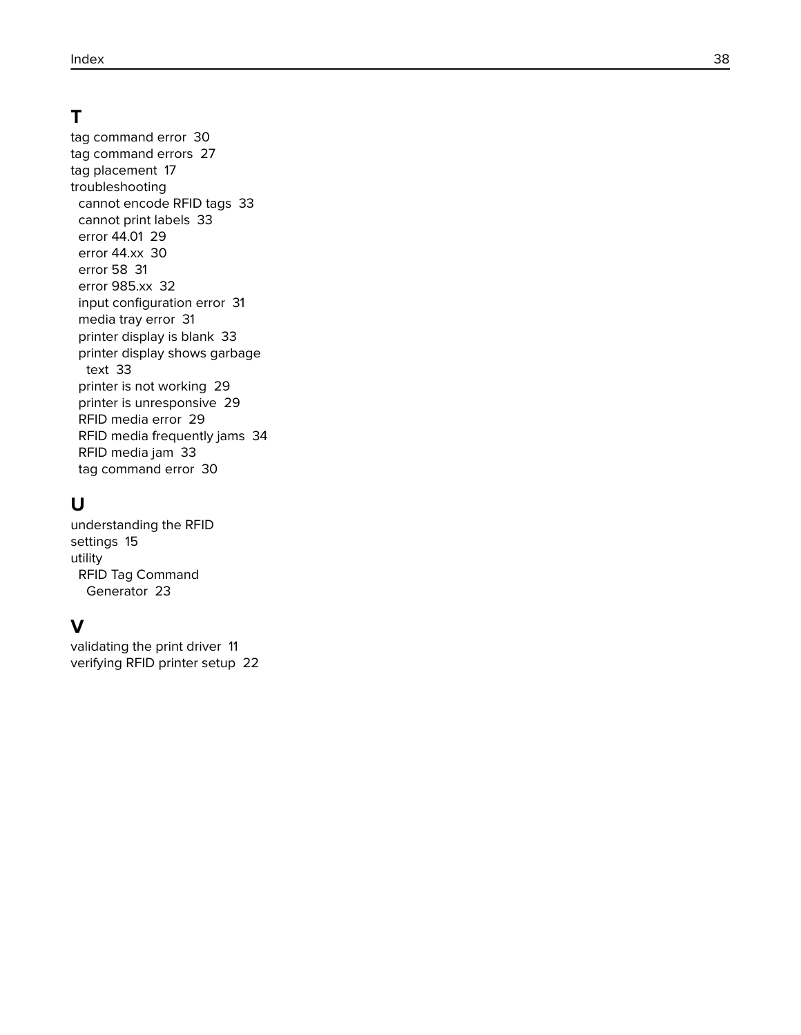## T

tag command error 30
tag command errors 27
tag placement 17
troubleshooting
- cannot encode RFID tags 33
- cannot print labels 33
- error 44.01 29
- error 44.xx 30
- error 58 31
- error 985.xx 32
- input configuration error 31
- media tray error 31
- printer display is blank 33
- printer display shows garbage text 33
- printer is not working 29
- printer is unresponsive 29
- RFID media error 29
- RFID media frequently jams 34
- RFID media jam 33
- tag command error 30

## U

understanding the RFID settings 15
utility
- RFID Tag Command Generator 23

## V

validating the print driver 11
verifying RFID printer setup 22